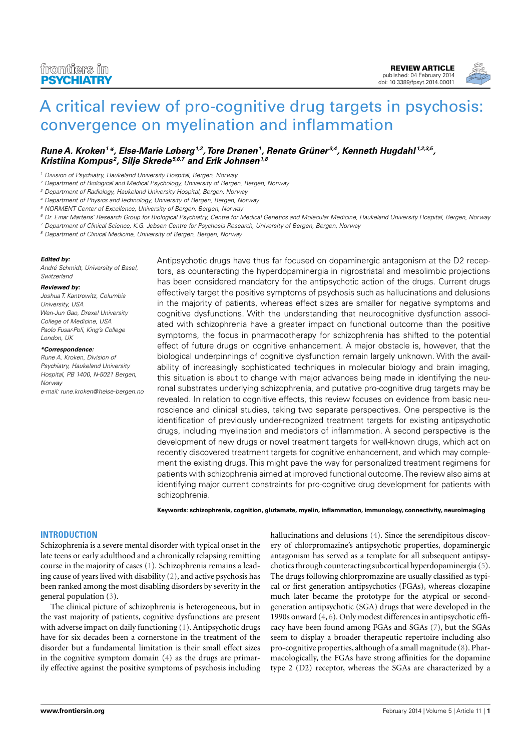REVIEW ARTICLE
published: 04 February 2014
doi: 10.3389/fpsyt.2014.00011

# A critical review of pro-cognitive drug targets in psychosis: convergence on myelination and inflammation

***Rune A. Kroken[1]\*, Else-Marie Løberg[1,2], Tore Drønen[1], Renate Grüner[3,4], Kenneth Hugdahl[1,2,3,5], Kristiina Kompus[2], Silje Skrede[5,6,7] and Erik Johnsen[1,8]***

[1] Division of Psychiatry, Haukeland University Hospital, Bergen, Norway
[2] Department of Biological and Medical Psychology, University of Bergen, Bergen, Norway
[3] Department of Radiology, Haukeland University Hospital, Bergen, Norway
[4] Department of Physics and Technology, University of Bergen, Bergen, Norway
[5] NORMENT Center of Excellence, University of Bergen, Bergen, Norway
[6] Dr. Einar Martens' Research Group for Biological Psychiatry, Centre for Medical Genetics and Molecular Medicine, Haukeland University Hospital, Bergen, Norway
[7] Department of Clinical Science, K.G. Jebsen Centre for Psychosis Research, University of Bergen, Bergen, Norway
[8] Department of Clinical Medicine, University of Bergen, Bergen, Norway

**Edited by:**
*André Schmidt, University of Basel, Switzerland*

**Reviewed by:**
*Joshua T. Kantrowitz, Columbia University, USA*
*Wen-Jun Gao, Drexel University College of Medicine, USA*
*Paolo Fusar-Poli, King's College London, UK*

***Correspondence:**
*Rune A. Kroken, Division of Psychiatry, Haukeland University Hospital, PB 1400, N-5021 Bergen, Norway*
*e-mail: rune.kroken@helse-bergen.no*

Antipsychotic drugs have thus far focused on dopaminergic antagonism at the D2 receptors, as counteracting the hyperdopaminergia in nigrostriatal and mesolimbic projections has been considered mandatory for the antipsychotic action of the drugs. Current drugs effectively target the positive symptoms of psychosis such as hallucinations and delusions in the majority of patients, whereas effect sizes are smaller for negative symptoms and cognitive dysfunctions. With the understanding that neurocognitive dysfunction associated with schizophrenia have a greater impact on functional outcome than the positive symptoms, the focus in pharmacotherapy for schizophrenia has shifted to the potential effect of future drugs on cognitive enhancement. A major obstacle is, however, that the biological underpinnings of cognitive dysfunction remain largely unknown. With the availability of increasingly sophisticated techniques in molecular biology and brain imaging, this situation is about to change with major advances being made in identifying the neuronal substrates underlying schizophrenia, and putative pro-cognitive drug targets may be revealed. In relation to cognitive effects, this review focuses on evidence from basic neuroscience and clinical studies, taking two separate perspectives. One perspective is the identification of previously under-recognized treatment targets for existing antipsychotic drugs, including myelination and mediators of inflammation. A second perspective is the development of new drugs or novel treatment targets for well-known drugs, which act on recently discovered treatment targets for cognitive enhancement, and which may complement the existing drugs. This might pave the way for personalized treatment regimens for patients with schizophrenia aimed at improved functional outcome. The review also aims at identifying major current constraints for pro-cognitive drug development for patients with schizophrenia.

**Keywords: schizophrenia, cognition, glutamate, myelin, inflammation, immunology, connectivity, neuroimaging**

## INTRODUCTION

Schizophrenia is a severe mental disorder with typical onset in the late teens or early adulthood and a chronically relapsing remitting course in the majority of cases (1). Schizophrenia remains a leading cause of years lived with disability (2), and active psychosis has been ranked among the most disabling disorders by severity in the general population (3).

The clinical picture of schizophrenia is heterogeneous, but in the vast majority of patients, cognitive dysfunctions are present with adverse impact on daily functioning (1). Antipsychotic drugs have for six decades been a cornerstone in the treatment of the disorder but a fundamental limitation is their small effect sizes in the cognitive symptom domain (4) as the drugs are primarily effective against the positive symptoms of psychosis including hallucinations and delusions (4). Since the serendipitous discovery of chlorpromazine's antipsychotic properties, dopaminergic antagonism has served as a template for all subsequent antipsychotics through counteracting subcortical hyperdopaminergia (5). The drugs following chlorpromazine are usually classified as typical or first generation antipsychotics (FGAs), whereas clozapine much later became the prototype for the atypical or second-generation antipsychotic (SGA) drugs that were developed in the 1990s onward (4, 6). Only modest differences in antipsychotic efficacy have been found among FGAs and SGAs (7), but the SGAs seem to display a broader therapeutic repertoire including also pro-cognitive properties, although of a small magnitude (8). Pharmacologically, the FGAs have strong affinities for the dopamine type 2 (D2) receptor, whereas the SGAs are characterized by a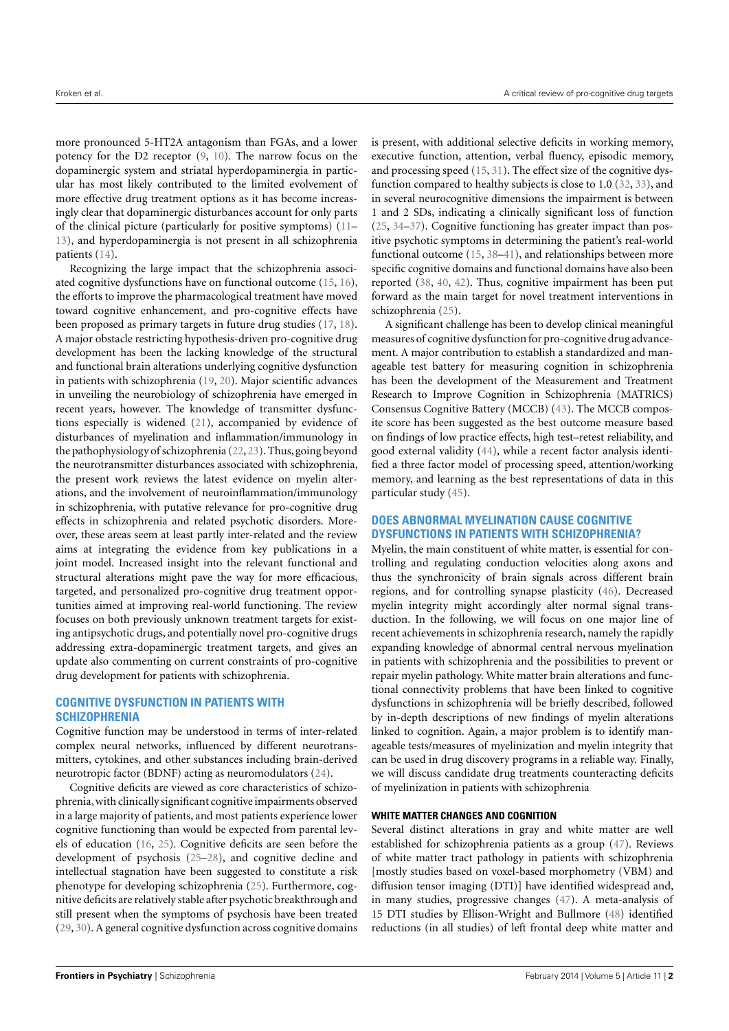more pronounced 5-HT2A antagonism than FGAs, and a lower potency for the D2 receptor (9, 10). The narrow focus on the dopaminergic system and striatal hyperdopaminergia in particular has most likely contributed to the limited evolvement of more effective drug treatment options as it has become increasingly clear that dopaminergic disturbances account for only parts of the clinical picture (particularly for positive symptoms) (11–13), and hyperdopaminergia is not present in all schizophrenia patients (14).

Recognizing the large impact that the schizophrenia associated cognitive dysfunctions have on functional outcome (15, 16), the efforts to improve the pharmacological treatment have moved toward cognitive enhancement, and pro-cognitive effects have been proposed as primary targets in future drug studies (17, 18). A major obstacle restricting hypothesis-driven pro-cognitive drug development has been the lacking knowledge of the structural and functional brain alterations underlying cognitive dysfunction in patients with schizophrenia (19, 20). Major scientific advances in unveiling the neurobiology of schizophrenia have emerged in recent years, however. The knowledge of transmitter dysfunctions especially is widened (21), accompanied by evidence of disturbances of myelination and inflammation/immunology in the pathophysiology of schizophrenia (22, 23). Thus, going beyond the neurotransmitter disturbances associated with schizophrenia, the present work reviews the latest evidence on myelin alterations, and the involvement of neuroinflammation/immunology in schizophrenia, with putative relevance for pro-cognitive drug effects in schizophrenia and related psychotic disorders. Moreover, these areas seem at least partly inter-related and the review aims at integrating the evidence from key publications in a joint model. Increased insight into the relevant functional and structural alterations might pave the way for more efficacious, targeted, and personalized pro-cognitive drug treatment opportunities aimed at improving real-world functioning. The review focuses on both previously unknown treatment targets for existing antipsychotic drugs, and potentially novel pro-cognitive drugs addressing extra-dopaminergic treatment targets, and gives an update also commenting on current constraints of pro-cognitive drug development for patients with schizophrenia.

## COGNITIVE DYSFUNCTION IN PATIENTS WITH SCHIZOPHRENIA

Cognitive function may be understood in terms of inter-related complex neural networks, influenced by different neurotransmitters, cytokines, and other substances including brain-derived neurotropic factor (BDNF) acting as neuromodulators (24).

Cognitive deficits are viewed as core characteristics of schizophrenia, with clinically significant cognitive impairments observed in a large majority of patients, and most patients experience lower cognitive functioning than would be expected from parental levels of education (16, 25). Cognitive deficits are seen before the development of psychosis (25–28), and cognitive decline and intellectual stagnation have been suggested to constitute a risk phenotype for developing schizophrenia (25). Furthermore, cognitive deficits are relatively stable after psychotic breakthrough and still present when the symptoms of psychosis have been treated (29, 30). A general cognitive dysfunction across cognitive domains is present, with additional selective deficits in working memory, executive function, attention, verbal fluency, episodic memory, and processing speed (15, 31). The effect size of the cognitive dysfunction compared to healthy subjects is close to 1.0 (32, 33), and in several neurocognitive dimensions the impairment is between 1 and 2 SDs, indicating a clinically significant loss of function (25, 34–37). Cognitive functioning has greater impact than positive psychotic symptoms in determining the patient's real-world functional outcome (15, 38–41), and relationships between more specific cognitive domains and functional domains have also been reported (38, 40, 42). Thus, cognitive impairment has been put forward as the main target for novel treatment interventions in schizophrenia (25).

A significant challenge has been to develop clinical meaningful measures of cognitive dysfunction for pro-cognitive drug advancement. A major contribution to establish a standardized and manageable test battery for measuring cognition in schizophrenia has been the development of the Measurement and Treatment Research to Improve Cognition in Schizophrenia (MATRICS) Consensus Cognitive Battery (MCCB) (43). The MCCB composite score has been suggested as the best outcome measure based on findings of low practice effects, high test–retest reliability, and good external validity (44), while a recent factor analysis identified a three factor model of processing speed, attention/working memory, and learning as the best representations of data in this particular study (45).

## DOES ABNORMAL MYELINATION CAUSE COGNITIVE DYSFUNCTIONS IN PATIENTS WITH SCHIZOPHRENIA?

Myelin, the main constituent of white matter, is essential for controlling and regulating conduction velocities along axons and thus the synchronicity of brain signals across different brain regions, and for controlling synapse plasticity (46). Decreased myelin integrity might accordingly alter normal signal transduction. In the following, we will focus on one major line of recent achievements in schizophrenia research, namely the rapidly expanding knowledge of abnormal central nervous myelination in patients with schizophrenia and the possibilities to prevent or repair myelin pathology. White matter brain alterations and functional connectivity problems that have been linked to cognitive dysfunctions in schizophrenia will be briefly described, followed by in-depth descriptions of new findings of myelin alterations linked to cognition. Again, a major problem is to identify manageable tests/measures of myelinization and myelin integrity that can be used in drug discovery programs in a reliable way. Finally, we will discuss candidate drug treatments counteracting deficits of myelinization in patients with schizophrenia

### WHITE MATTER CHANGES AND COGNITION

Several distinct alterations in gray and white matter are well established for schizophrenia patients as a group (47). Reviews of white matter tract pathology in patients with schizophrenia [mostly studies based on voxel-based morphometry (VBM) and diffusion tensor imaging (DTI)] have identified widespread and, in many studies, progressive changes (47). A meta-analysis of 15 DTI studies by Ellison-Wright and Bullmore (48) identified reductions (in all studies) of left frontal deep white matter and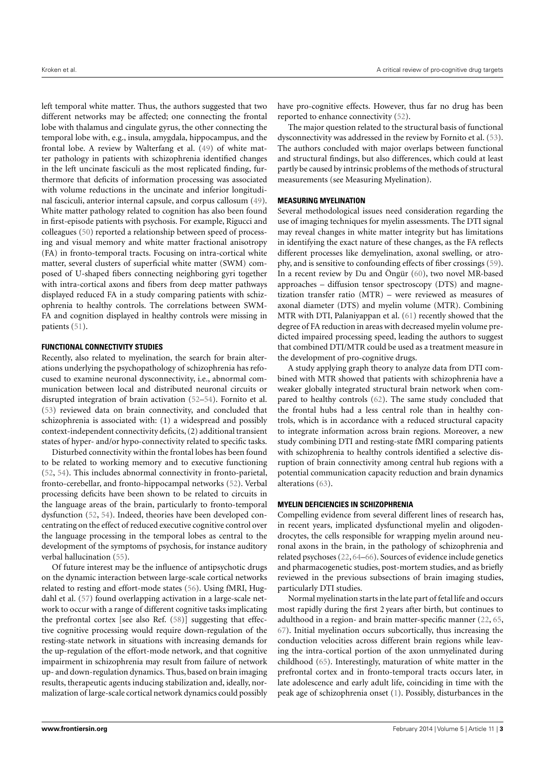left temporal white matter. Thus, the authors suggested that two different networks may be affected; one connecting the frontal lobe with thalamus and cingulate gyrus, the other connecting the temporal lobe with, e.g., insula, amygdala, hippocampus, and the frontal lobe. A review by Walterfang et al. (49) of white matter pathology in patients with schizophrenia identified changes in the left uncinate fasciculi as the most replicated finding, furthermore that deficits of information processing was associated with volume reductions in the uncinate and inferior longitudinal fasciculi, anterior internal capsule, and corpus callosum (49). White matter pathology related to cognition has also been found in first-episode patients with psychosis. For example, Rigucci and colleagues (50) reported a relationship between speed of processing and visual memory and white matter fractional anisotropy (FA) in fronto-temporal tracts. Focusing on intra-cortical white matter, several clusters of superficial white matter (SWM) composed of U-shaped fibers connecting neighboring gyri together with intra-cortical axons and fibers from deep matter pathways displayed reduced FA in a study comparing patients with schizophrenia to healthy controls. The correlations between SWM-FA and cognition displayed in healthy controls were missing in patients (51).

#### FUNCTIONAL CONNECTIVITY STUDIES

Recently, also related to myelination, the search for brain alterations underlying the psychopathology of schizophrenia has refocused to examine neuronal dysconnectivity, i.e., abnormal communication between local and distributed neuronal circuits or disrupted integration of brain activation (52–54). Fornito et al. (53) reviewed data on brain connectivity, and concluded that schizophrenia is associated with: (1) a widespread and possibly context-independent connectivity deficits, (2) additional transient states of hyper- and/or hypo-connectivity related to specific tasks.

Disturbed connectivity within the frontal lobes has been found to be related to working memory and to executive functioning (52, 54). This includes abnormal connectivity in fronto-parietal, fronto-cerebellar, and fronto-hippocampal networks (52). Verbal processing deficits have been shown to be related to circuits in the language areas of the brain, particularly to fronto-temporal dysfunction (52, 54). Indeed, theories have been developed concentrating on the effect of reduced executive cognitive control over the language processing in the temporal lobes as central to the development of the symptoms of psychosis, for instance auditory verbal hallucination (55).

Of future interest may be the influence of antipsychotic drugs on the dynamic interaction between large-scale cortical networks related to resting and effort-mode states (56). Using fMRI, Hugdahl et al. (57) found overlapping activation in a large-scale network to occur with a range of different cognitive tasks implicating the prefrontal cortex [see also Ref. (58)] suggesting that effective cognitive processing would require down-regulation of the resting-state network in situations with increasing demands for the up-regulation of the effort-mode network, and that cognitive impairment in schizophrenia may result from failure of network up- and down-regulation dynamics. Thus, based on brain imaging results, therapeutic agents inducing stabilization and, ideally, normalization of large-scale cortical network dynamics could possibly have pro-cognitive effects. However, thus far no drug has been reported to enhance connectivity (52).

The major question related to the structural basis of functional dysconnectivity was addressed in the review by Fornito et al. (53). The authors concluded with major overlaps between functional and structural findings, but also differences, which could at least partly be caused by intrinsic problems of the methods of structural measurements (see Measuring Myelination).

#### MEASURING MYELINATION

Several methodological issues need consideration regarding the use of imaging techniques for myelin assessments. The DTI signal may reveal changes in white matter integrity but has limitations in identifying the exact nature of these changes, as the FA reflects different processes like demyelination, axonal swelling, or atrophy, and is sensitive to confounding effects of fiber crossings (59). In a recent review by Du and Öngür (60), two novel MR-based approaches – diffusion tensor spectroscopy (DTS) and magnetization transfer ratio (MTR) – were reviewed as measures of axonal diameter (DTS) and myelin volume (MTR). Combining MTR with DTI, Palaniyappan et al. (61) recently showed that the degree of FA reduction in areas with decreased myelin volume predicted impaired processing speed, leading the authors to suggest that combined DTI/MTR could be used as a treatment measure in the development of pro-cognitive drugs.

A study applying graph theory to analyze data from DTI combined with MTR showed that patients with schizophrenia have a weaker globally integrated structural brain network when compared to healthy controls (62). The same study concluded that the frontal hubs had a less central role than in healthy controls, which is in accordance with a reduced structural capacity to integrate information across brain regions. Moreover, a new study combining DTI and resting-state fMRI comparing patients with schizophrenia to healthy controls identified a selective disruption of brain connectivity among central hub regions with a potential communication capacity reduction and brain dynamics alterations (63).

#### MYELIN DEFICIENCIES IN SCHIZOPHRENIA

Compelling evidence from several different lines of research has, in recent years, implicated dysfunctional myelin and oligodendrocytes, the cells responsible for wrapping myelin around neuronal axons in the brain, in the pathology of schizophrenia and related psychoses (22, 64–66). Sources of evidence include genetics and pharmacogenetic studies, post-mortem studies, and as briefly reviewed in the previous subsections of brain imaging studies, particularly DTI studies.

Normal myelination starts in the late part of fetal life and occurs most rapidly during the first 2 years after birth, but continues to adulthood in a region- and brain matter-specific manner (22, 65, 67). Initial myelination occurs subcortically, thus increasing the conduction velocities across different brain regions while leaving the intra-cortical portion of the axon unmyelinated during childhood (65). Interestingly, maturation of white matter in the prefrontal cortex and in fronto-temporal tracts occurs later, in late adolescence and early adult life, coinciding in time with the peak age of schizophrenia onset (1). Possibly, disturbances in the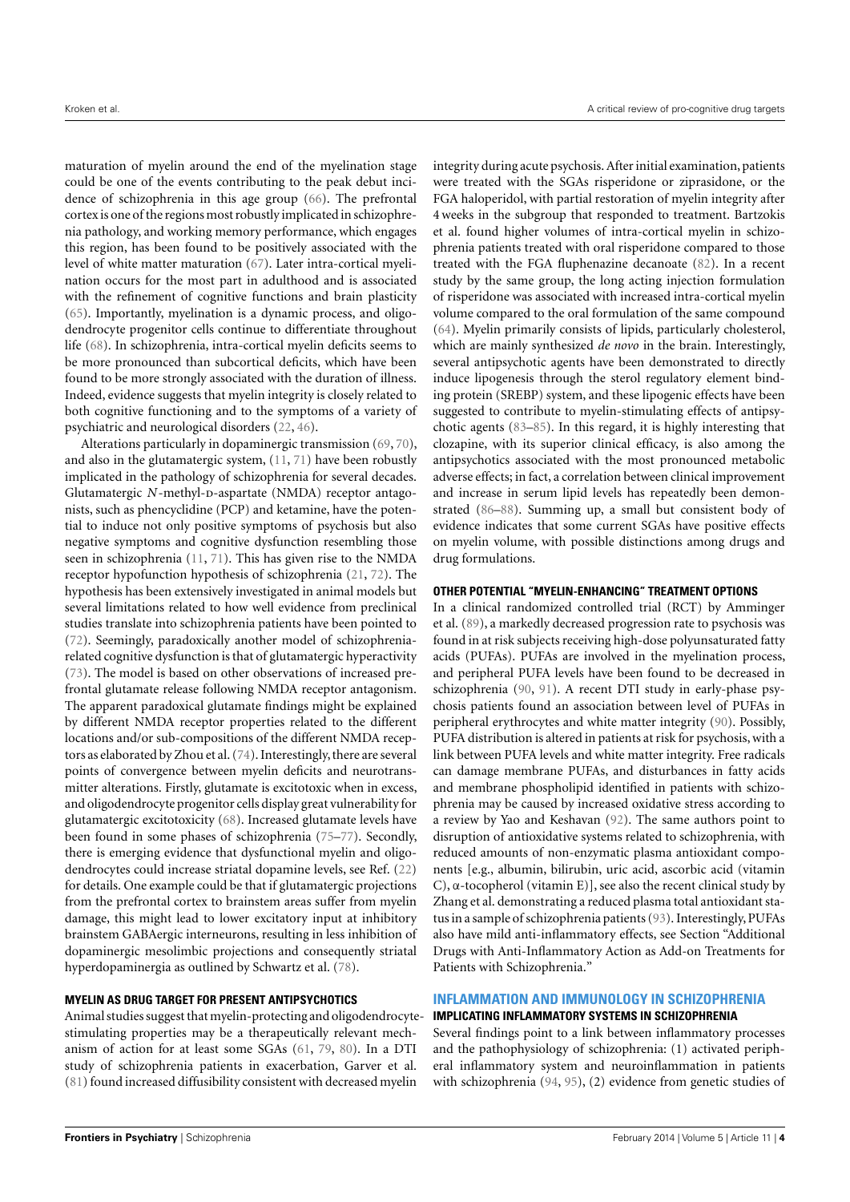maturation of myelin around the end of the myelination stage could be one of the events contributing to the peak debut incidence of schizophrenia in this age group (66). The prefrontal cortex is one of the regions most robustly implicated in schizophrenia pathology, and working memory performance, which engages this region, has been found to be positively associated with the level of white matter maturation (67). Later intra-cortical myelination occurs for the most part in adulthood and is associated with the refinement of cognitive functions and brain plasticity (65). Importantly, myelination is a dynamic process, and oligodendrocyte progenitor cells continue to differentiate throughout life (68). In schizophrenia, intra-cortical myelin deficits seems to be more pronounced than subcortical deficits, which have been found to be more strongly associated with the duration of illness. Indeed, evidence suggests that myelin integrity is closely related to both cognitive functioning and to the symptoms of a variety of psychiatric and neurological disorders (22, 46).

Alterations particularly in dopaminergic transmission (69, 70), and also in the glutamatergic system, (11, 71) have been robustly implicated in the pathology of schizophrenia for several decades. Glutamatergic *N*-methyl-D-aspartate (NMDA) receptor antagonists, such as phencyclidine (PCP) and ketamine, have the potential to induce not only positive symptoms of psychosis but also negative symptoms and cognitive dysfunction resembling those seen in schizophrenia (11, 71). This has given rise to the NMDA receptor hypofunction hypothesis of schizophrenia (21, 72). The hypothesis has been extensively investigated in animal models but several limitations related to how well evidence from preclinical studies translate into schizophrenia patients have been pointed to (72). Seemingly, paradoxically another model of schizophrenia-related cognitive dysfunction is that of glutamatergic hyperactivity (73). The model is based on other observations of increased prefrontal glutamate release following NMDA receptor antagonism. The apparent paradoxical glutamate findings might be explained by different NMDA receptor properties related to the different locations and/or sub-compositions of the different NMDA receptors as elaborated by Zhou et al. (74). Interestingly, there are several points of convergence between myelin deficits and neurotransmitter alterations. Firstly, glutamate is excitotoxic when in excess, and oligodendrocyte progenitor cells display great vulnerability for glutamatergic excitotoxicity (68). Increased glutamate levels have been found in some phases of schizophrenia (75–77). Secondly, there is emerging evidence that dysfunctional myelin and oligodendrocytes could increase striatal dopamine levels, see Ref. (22) for details. One example could be that if glutamatergic projections from the prefrontal cortex to brainstem areas suffer from myelin damage, this might lead to lower excitatory input at inhibitory brainstem GABAergic interneurons, resulting in less inhibition of dopaminergic mesolimbic projections and consequently striatal hyperdopaminergia as outlined by Schwartz et al. (78).

#### MYELIN AS DRUG TARGET FOR PRESENT ANTIPSYCHOTICS

Animal studies suggest that myelin-protecting and oligodendrocyte-stimulating properties may be a therapeutically relevant mechanism of action for at least some SGAs (61, 79, 80). In a DTI study of schizophrenia patients in exacerbation, Garver et al. (81) found increased diffusibility consistent with decreased myelin integrity during acute psychosis. After initial examination, patients were treated with the SGAs risperidone or ziprasidone, or the FGA haloperidol, with partial restoration of myelin integrity after 4 weeks in the subgroup that responded to treatment. Bartzokis et al. found higher volumes of intra-cortical myelin in schizophrenia patients treated with oral risperidone compared to those treated with the FGA fluphenazine decanoate (82). In a recent study by the same group, the long acting injection formulation of risperidone was associated with increased intra-cortical myelin volume compared to the oral formulation of the same compound (64). Myelin primarily consists of lipids, particularly cholesterol, which are mainly synthesized *de novo* in the brain. Interestingly, several antipsychotic agents have been demonstrated to directly induce lipogenesis through the sterol regulatory element binding protein (SREBP) system, and these lipogenic effects have been suggested to contribute to myelin-stimulating effects of antipsychotic agents (83–85). In this regard, it is highly interesting that clozapine, with its superior clinical efficacy, is also among the antipsychotics associated with the most pronounced metabolic adverse effects; in fact, a correlation between clinical improvement and increase in serum lipid levels has repeatedly been demonstrated (86–88). Summing up, a small but consistent body of evidence indicates that some current SGAs have positive effects on myelin volume, with possible distinctions among drugs and drug formulations.

#### OTHER POTENTIAL "MYELIN-ENHANCING" TREATMENT OPTIONS

In a clinical randomized controlled trial (RCT) by Amminger et al. (89), a markedly decreased progression rate to psychosis was found in at risk subjects receiving high-dose polyunsaturated fatty acids (PUFAs). PUFAs are involved in the myelination process, and peripheral PUFA levels have been found to be decreased in schizophrenia (90, 91). A recent DTI study in early-phase psychosis patients found an association between level of PUFAs in peripheral erythrocytes and white matter integrity (90). Possibly, PUFA distribution is altered in patients at risk for psychosis, with a link between PUFA levels and white matter integrity. Free radicals can damage membrane PUFAs, and disturbances in fatty acids and membrane phospholipid identified in patients with schizophrenia may be caused by increased oxidative stress according to a review by Yao and Keshavan (92). The same authors point to disruption of antioxidative systems related to schizophrenia, with reduced amounts of non-enzymatic plasma antioxidant components [e.g., albumin, bilirubin, uric acid, ascorbic acid (vitamin C), α-tocopherol (vitamin E)], see also the recent clinical study by Zhang et al. demonstrating a reduced plasma total antioxidant status in a sample of schizophrenia patients (93). Interestingly, PUFAs also have mild anti-inflammatory effects, see Section "Additional Drugs with Anti-Inflammatory Action as Add-on Treatments for Patients with Schizophrenia."

## INFLAMMATION AND IMMUNOLOGY IN SCHIZOPHRENIA

#### IMPLICATING INFLAMMATORY SYSTEMS IN SCHIZOPHRENIA

Several findings point to a link between inflammatory processes and the pathophysiology of schizophrenia: (1) activated peripheral inflammatory system and neuroinflammation in patients with schizophrenia (94, 95), (2) evidence from genetic studies of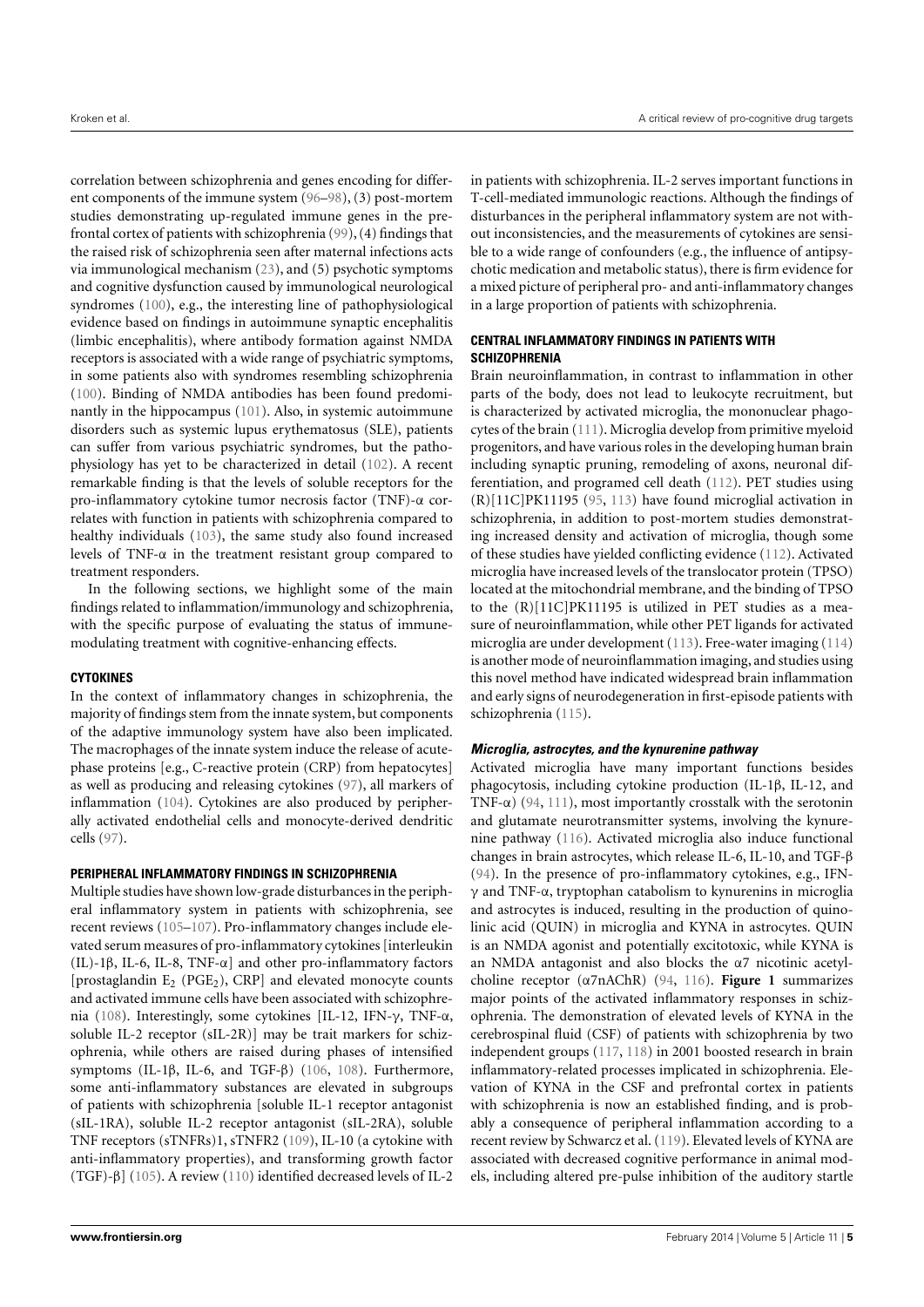correlation between schizophrenia and genes encoding for different components of the immune system (96–98), (3) post-mortem studies demonstrating up-regulated immune genes in the prefrontal cortex of patients with schizophrenia (99), (4) findings that the raised risk of schizophrenia seen after maternal infections acts via immunological mechanism (23), and (5) psychotic symptoms and cognitive dysfunction caused by immunological neurological syndromes (100), e.g., the interesting line of pathophysiological evidence based on findings in autoimmune synaptic encephalitis (limbic encephalitis), where antibody formation against NMDA receptors is associated with a wide range of psychiatric symptoms, in some patients also with syndromes resembling schizophrenia (100). Binding of NMDA antibodies has been found predominantly in the hippocampus (101). Also, in systemic autoimmune disorders such as systemic lupus erythematosus (SLE), patients can suffer from various psychiatric syndromes, but the pathophysiology has yet to be characterized in detail (102). A recent remarkable finding is that the levels of soluble receptors for the pro-inflammatory cytokine tumor necrosis factor (TNF)-α correlates with function in patients with schizophrenia compared to healthy individuals (103), the same study also found increased levels of TNF-α in the treatment resistant group compared to treatment responders.

In the following sections, we highlight some of the main findings related to inflammation/immunology and schizophrenia, with the specific purpose of evaluating the status of immune-modulating treatment with cognitive-enhancing effects.

## CYTOKINES

In the context of inflammatory changes in schizophrenia, the majority of findings stem from the innate system, but components of the adaptive immunology system have also been implicated. The macrophages of the innate system induce the release of acute-phase proteins [e.g., C-reactive protein (CRP) from hepatocytes] as well as producing and releasing cytokines (97), all markers of inflammation (104). Cytokines are also produced by peripherally activated endothelial cells and monocyte-derived dendritic cells (97).

## PERIPHERAL INFLAMMATORY FINDINGS IN SCHIZOPHRENIA

Multiple studies have shown low-grade disturbances in the peripheral inflammatory system in patients with schizophrenia, see recent reviews (105–107). Pro-inflammatory changes include elevated serum measures of pro-inflammatory cytokines [interleukin (IL)-1β, IL-6, IL-8, TNF-α] and other pro-inflammatory factors [prostaglandin $E_2$ ($PGE_2$), CRP] and elevated monocyte counts and activated immune cells have been associated with schizophrenia (108). Interestingly, some cytokines [IL-12, IFN-γ, TNF-α, soluble IL-2 receptor (sIL-2R)] may be trait markers for schizophrenia, while others are raised during phases of intensified symptoms (IL-1β, IL-6, and TGF-β) (106, 108). Furthermore, some anti-inflammatory substances are elevated in subgroups of patients with schizophrenia [soluble IL-1 receptor antagonist (sIL-1RA), soluble IL-2 receptor antagonist (sIL-2RA), soluble TNF receptors (sTNFRs)1, sTNFR2 (109), IL-10 (a cytokine with anti-inflammatory properties), and transforming growth factor (TGF)-β] (105). A review (110) identified decreased levels of IL-2 in patients with schizophrenia. IL-2 serves important functions in T-cell-mediated immunologic reactions. Although the findings of disturbances in the peripheral inflammatory system are not without inconsistencies, and the measurements of cytokines are sensible to a wide range of confounders (e.g., the influence of antipsychotic medication and metabolic status), there is firm evidence for a mixed picture of peripheral pro- and anti-inflammatory changes in a large proportion of patients with schizophrenia.

## CENTRAL INFLAMMATORY FINDINGS IN PATIENTS WITH SCHIZOPHRENIA

Brain neuroinflammation, in contrast to inflammation in other parts of the body, does not lead to leukocyte recruitment, but is characterized by activated microglia, the mononuclear phagocytes of the brain (111). Microglia develop from primitive myeloid progenitors, and have various roles in the developing human brain including synaptic pruning, remodeling of axons, neuronal differentiation, and programed cell death (112). PET studies using (R)[11C]PK11195 (95, 113) have found microglial activation in schizophrenia, in addition to post-mortem studies demonstrating increased density and activation of microglia, though some of these studies have yielded conflicting evidence (112). Activated microglia have increased levels of the translocator protein (TPSO) located at the mitochondrial membrane, and the binding of TPSO to the (R)[11C]PK11195 is utilized in PET studies as a measure of neuroinflammation, while other PET ligands for activated microglia are under development (113). Free-water imaging (114) is another mode of neuroinflammation imaging, and studies using this novel method have indicated widespread brain inflammation and early signs of neurodegeneration in first-episode patients with schizophrenia (115).

### *Microglia, astrocytes, and the kynurenine pathway*

Activated microglia have many important functions besides phagocytosis, including cytokine production (IL-1β, IL-12, and TNF-α) (94, 111), most importantly crosstalk with the serotonin and glutamate neurotransmitter systems, involving the kynurenine pathway (116). Activated microglia also induce functional changes in brain astrocytes, which release IL-6, IL-10, and TGF-β (94). In the presence of pro-inflammatory cytokines, e.g., IFN-γ and TNF-α, tryptophan catabolism to kynurenins in microglia and astrocytes is induced, resulting in the production of quinolinic acid (QUIN) in microglia and KYNA in astrocytes. QUIN is an NMDA agonist and potentially excitotoxic, while KYNA is an NMDA antagonist and also blocks the α7 nicotinic acetylcholine receptor (α7nAChR) (94, 116). **Figure 1** summarizes major points of the activated inflammatory responses in schizophrenia. The demonstration of elevated levels of KYNA in the cerebrospinal fluid (CSF) of patients with schizophrenia by two independent groups (117, 118) in 2001 boosted research in brain inflammatory-related processes implicated in schizophrenia. Elevation of KYNA in the CSF and prefrontal cortex in patients with schizophrenia is now an established finding, and is probably a consequence of peripheral inflammation according to a recent review by Schwarcz et al. (119). Elevated levels of KYNA are associated with decreased cognitive performance in animal models, including altered pre-pulse inhibition of the auditory startle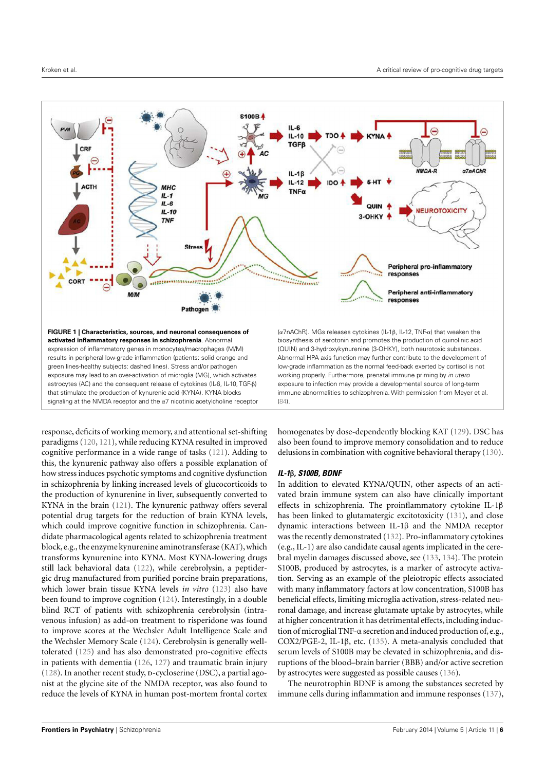**FIGURE 1 | Characteristics, sources, and neuronal consequences of activated inflammatory responses in schizophrenia**. Abnormal expression of inflammatory genes in monocytes/macrophages (M/M) results in peripheral low-grade inflammation (patients: solid orange and green lines-healthy subjects: dashed lines). Stress and/or pathogen exposure may lead to an over-activation of microglia (MG), which activates astrocytes (AC) and the consequent release of cytokines (IL-6, IL-10, TGF-β) that stimulate the production of kynurenic acid (KYNA). KYNA blocks signaling at the NMDA receptor and the α7 nicotinic acetylcholine receptor (α7nAChR). MGs releases cytokines (IL-1β, IL-12, TNF-α) that weaken the biosynthesis of serotonin and promotes the production of quinolinic acid (QUIN) and 3-hydroxykynurenine (3-OHKY), both neurotoxic substances. Abnormal HPA axis function may further contribute to the development of low-grade inflammation as the normal feed-back exerted by cortisol is not working properly. Furthermore, prenatal immune priming by *in utero* exposure to infection may provide a developmental source of long-term immune abnormalities to schizophrenia. With permission from Meyer et al. (84).

response, deficits of working memory, and attentional set-shifting paradigms (120, 121), while reducing KYNA resulted in improved cognitive performance in a wide range of tasks (121). Adding to this, the kynurenic pathway also offers a possible explanation of how stress induces psychotic symptoms and cognitive dysfunction in schizophrenia by linking increased levels of glucocorticoids to the production of kynurenine in liver, subsequently converted to KYNA in the brain (121). The kynurenic pathway offers several potential drug targets for the reduction of brain KYNA levels, which could improve cognitive function in schizophrenia. Candidate pharmacological agents related to schizophrenia treatment block, e.g., the enzyme kynurenine aminotransferase (KAT), which transforms kynurenine into KYNA. Most KYNA-lowering drugs still lack behavioral data (122), while cerebrolysin, a peptidergic drug manufactured from purified porcine brain preparations, which lower brain tissue KYNA levels *in vitro* (123) also have been found to improve cognition (124). Interestingly, in a double blind RCT of patients with schizophrenia cerebrolysin (intravenous infusion) as add-on treatment to risperidone was found to improve scores at the Wechsler Adult Intelligence Scale and the Wechsler Memory Scale (124). Cerebrolysin is generally well-tolerated (125) and has also demonstrated pro-cognitive effects in patients with dementia (126, 127) and traumatic brain injury (128). In another recent study, D-cycloserine (DSC), a partial agonist at the glycine site of the NMDA receptor, was also found to reduce the levels of KYNA in human post-mortem frontal cortex homogenates by dose-dependently blocking KAT (129). DSC has also been found to improve memory consolidation and to reduce delusions in combination with cognitive behavioral therapy (130).

### IL-1β, S100B, BDNF

In addition to elevated KYNA/QUIN, other aspects of an activated brain immune system can also have clinically important effects in schizophrenia. The proinflammatory cytokine IL-1β has been linked to glutamatergic excitotoxicity (131), and close dynamic interactions between IL-1β and the NMDA receptor was the recently demonstrated (132). Pro-inflammatory cytokines (e.g., IL-1) are also candidate causal agents implicated in the cerebral myelin damages discussed above, see (133, 134). The protein S100B, produced by astrocytes, is a marker of astrocyte activation. Serving as an example of the pleiotropic effects associated with many inflammatory factors at low concentration, S100B has beneficial effects, limiting microglia activation, stress-related neuronal damage, and increase glutamate uptake by astrocytes, while at higher concentration it has detrimental effects, including induction of microglial TNF-α secretion and induced production of, e.g., COX2/PGE-2, IL-1β, etc. (135). A meta-analysis concluded that serum levels of S100B may be elevated in schizophrenia, and disruptions of the blood–brain barrier (BBB) and/or active secretion by astrocytes were suggested as possible causes (136).

The neurotrophin BDNF is among the substances secreted by immune cells during inflammation and immune responses (137),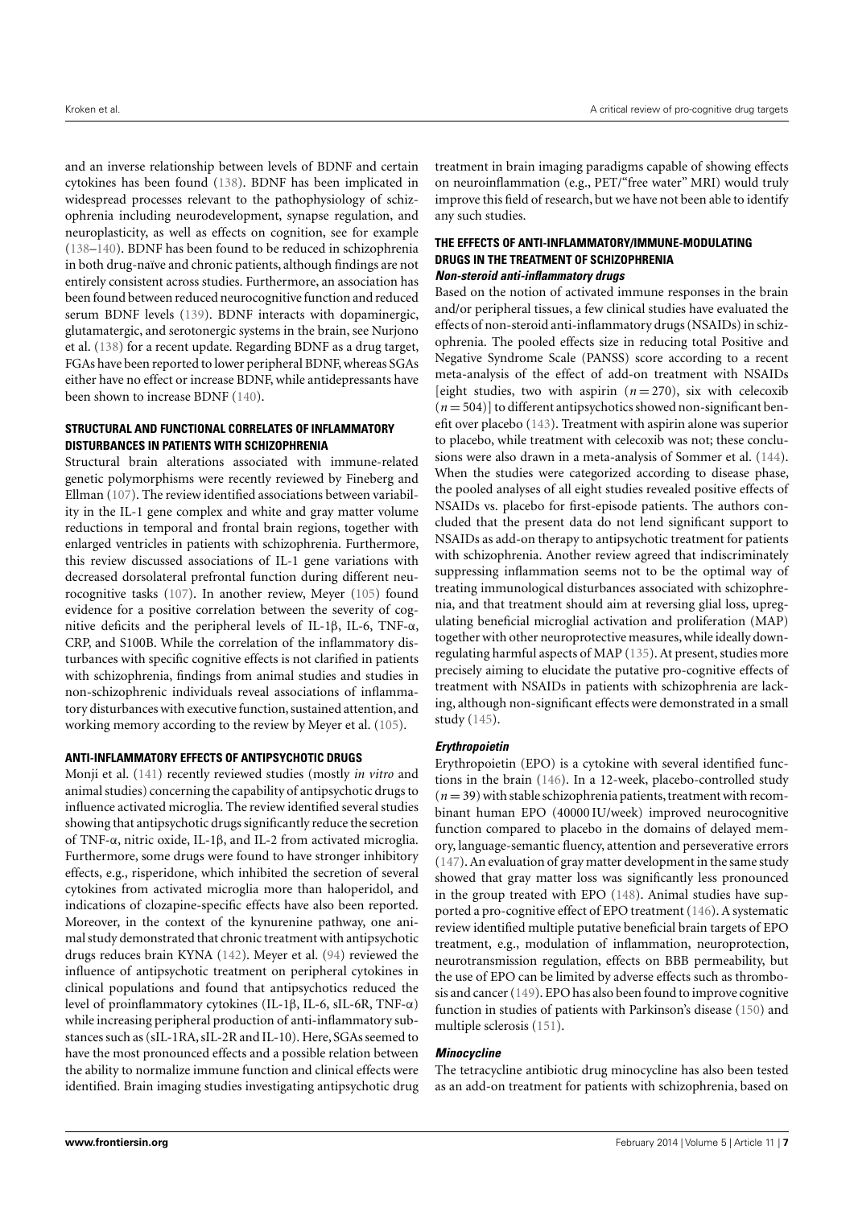and an inverse relationship between levels of BDNF and certain cytokines has been found (138). BDNF has been implicated in widespread processes relevant to the pathophysiology of schizophrenia including neurodevelopment, synapse regulation, and neuroplasticity, as well as effects on cognition, see for example (138–140). BDNF has been found to be reduced in schizophrenia in both drug-naïve and chronic patients, although findings are not entirely consistent across studies. Furthermore, an association has been found between reduced neurocognitive function and reduced serum BDNF levels (139). BDNF interacts with dopaminergic, glutamatergic, and serotonergic systems in the brain, see Nurjono et al. (138) for a recent update. Regarding BDNF as a drug target, FGAs have been reported to lower peripheral BDNF, whereas SGAs either have no effect or increase BDNF, while antidepressants have been shown to increase BDNF (140).

### STRUCTURAL AND FUNCTIONAL CORRELATES OF INFLAMMATORY DISTURBANCES IN PATIENTS WITH SCHIZOPHRENIA

Structural brain alterations associated with immune-related genetic polymorphisms were recently reviewed by Fineberg and Ellman (107). The review identified associations between variability in the IL-1 gene complex and white and gray matter volume reductions in temporal and frontal brain regions, together with enlarged ventricles in patients with schizophrenia. Furthermore, this review discussed associations of IL-1 gene variations with decreased dorsolateral prefrontal function during different neurocognitive tasks (107). In another review, Meyer (105) found evidence for a positive correlation between the severity of cognitive deficits and the peripheral levels of IL-1β, IL-6, TNF-α, CRP, and S100B. While the correlation of the inflammatory disturbances with specific cognitive effects is not clarified in patients with schizophrenia, findings from animal studies and studies in non-schizophrenic individuals reveal associations of inflammatory disturbances with executive function, sustained attention, and working memory according to the review by Meyer et al. (105).

### ANTI-INFLAMMATORY EFFECTS OF ANTIPSYCHOTIC DRUGS

Monji et al. (141) recently reviewed studies (mostly *in vitro* and animal studies) concerning the capability of antipsychotic drugs to influence activated microglia. The review identified several studies showing that antipsychotic drugs significantly reduce the secretion of TNF-α, nitric oxide, IL-1β, and IL-2 from activated microglia. Furthermore, some drugs were found to have stronger inhibitory effects, e.g., risperidone, which inhibited the secretion of several cytokines from activated microglia more than haloperidol, and indications of clozapine-specific effects have also been reported. Moreover, in the context of the kynurenine pathway, one animal study demonstrated that chronic treatment with antipsychotic drugs reduces brain KYNA (142). Meyer et al. (94) reviewed the influence of antipsychotic treatment on peripheral cytokines in clinical populations and found that antipsychotics reduced the level of proinflammatory cytokines (IL-1β, IL-6, sIL-6R, TNF-α) while increasing peripheral production of anti-inflammatory substances such as (sIL-1RA, sIL-2R and IL-10). Here, SGAs seemed to have the most pronounced effects and a possible relation between the ability to normalize immune function and clinical effects were identified. Brain imaging studies investigating antipsychotic drug treatment in brain imaging paradigms capable of showing effects on neuroinflammation (e.g., PET/"free water" MRI) would truly improve this field of research, but we have not been able to identify any such studies.

### THE EFFECTS OF ANTI-INFLAMMATORY/IMMUNE-MODULATING DRUGS IN THE TREATMENT OF SCHIZOPHRENIA

#### *Non-steroid anti-inflammatory drugs*

Based on the notion of activated immune responses in the brain and/or peripheral tissues, a few clinical studies have evaluated the effects of non-steroid anti-inflammatory drugs (NSAIDs) in schizophrenia. The pooled effects size in reducing total Positive and Negative Syndrome Scale (PANSS) score according to a recent meta-analysis of the effect of add-on treatment with NSAIDs [eight studies, two with aspirin ($n = 270$), six with celecoxib ($n = 504$)] to different antipsychotics showed non-significant benefit over placebo (143). Treatment with aspirin alone was superior to placebo, while treatment with celecoxib was not; these conclusions were also drawn in a meta-analysis of Sommer et al. (144). When the studies were categorized according to disease phase, the pooled analyses of all eight studies revealed positive effects of NSAIDs vs. placebo for first-episode patients. The authors concluded that the present data do not lend significant support to NSAIDs as add-on therapy to antipsychotic treatment for patients with schizophrenia. Another review agreed that indiscriminately suppressing inflammation seems not to be the optimal way of treating immunological disturbances associated with schizophrenia, and that treatment should aim at reversing glial loss, upregulating beneficial microglial activation and proliferation (MAP) together with other neuroprotective measures, while ideally downregulating harmful aspects of MAP (135). At present, studies more precisely aiming to elucidate the putative pro-cognitive effects of treatment with NSAIDs in patients with schizophrenia are lacking, although non-significant effects were demonstrated in a small study (145).

#### *Erythropoietin*

Erythropoietin (EPO) is a cytokine with several identified functions in the brain (146). In a 12-week, placebo-controlled study ($n = 39$) with stable schizophrenia patients, treatment with recombinant human EPO (40000 IU/week) improved neurocognitive function compared to placebo in the domains of delayed memory, language-semantic fluency, attention and perseverative errors (147). An evaluation of gray matter development in the same study showed that gray matter loss was significantly less pronounced in the group treated with EPO (148). Animal studies have supported a pro-cognitive effect of EPO treatment (146). A systematic review identified multiple putative beneficial brain targets of EPO treatment, e.g., modulation of inflammation, neuroprotection, neurotransmission regulation, effects on BBB permeability, but the use of EPO can be limited by adverse effects such as thrombosis and cancer (149). EPO has also been found to improve cognitive function in studies of patients with Parkinson's disease (150) and multiple sclerosis (151).

#### *Minocycline*

The tetracycline antibiotic drug minocycline has also been tested as an add-on treatment for patients with schizophrenia, based on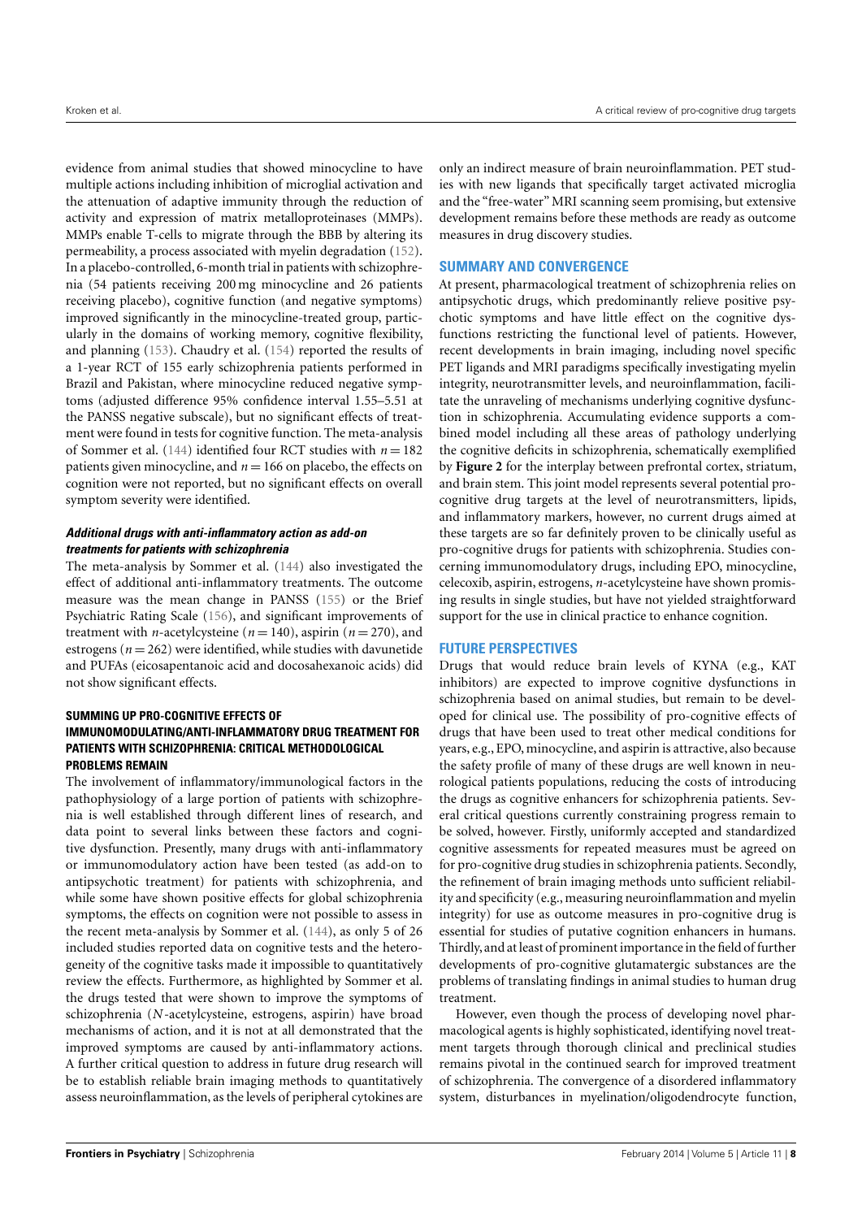evidence from animal studies that showed minocycline to have multiple actions including inhibition of microglial activation and the attenuation of adaptive immunity through the reduction of activity and expression of matrix metalloproteinases (MMPs). MMPs enable T-cells to migrate through the BBB by altering its permeability, a process associated with myelin degradation (152). In a placebo-controlled, 6-month trial in patients with schizophrenia (54 patients receiving 200 mg minocycline and 26 patients receiving placebo), cognitive function (and negative symptoms) improved significantly in the minocycline-treated group, particularly in the domains of working memory, cognitive flexibility, and planning (153). Chaudry et al. (154) reported the results of a 1-year RCT of 155 early schizophrenia patients performed in Brazil and Pakistan, where minocycline reduced negative symptoms (adjusted difference 95% confidence interval 1.55–5.51 at the PANSS negative subscale), but no significant effects of treatment were found in tests for cognitive function. The meta-analysis of Sommer et al. (144) identified four RCT studies with $n = 182$ patients given minocycline, and $n = 166$ on placebo, the effects on cognition were not reported, but no significant effects on overall symptom severity were identified.

#### *Additional drugs with anti-inflammatory action as add-on treatments for patients with schizophrenia*

The meta-analysis by Sommer et al. (144) also investigated the effect of additional anti-inflammatory treatments. The outcome measure was the mean change in PANSS (155) or the Brief Psychiatric Rating Scale (156), and significant improvements of treatment with *n*-acetylcysteine ($n = 140$), aspirin ($n = 270$), and estrogens ($n = 262$) were identified, while studies with davunetide and PUFAs (eicosapentanoic acid and docosahexanoic acids) did not show significant effects.

### SUMMING UP PRO-COGNITIVE EFFECTS OF IMMUNOMODULATING/ANTI-INFLAMMATORY DRUG TREATMENT FOR PATIENTS WITH SCHIZOPHRENIA: CRITICAL METHODOLOGICAL PROBLEMS REMAIN

The involvement of inflammatory/immunological factors in the pathophysiology of a large portion of patients with schizophrenia is well established through different lines of research, and data point to several links between these factors and cognitive dysfunction. Presently, many drugs with anti-inflammatory or immunomodulatory action have been tested (as add-on to antipsychotic treatment) for patients with schizophrenia, and while some have shown positive effects for global schizophrenia symptoms, the effects on cognition were not possible to assess in the recent meta-analysis by Sommer et al. (144), as only 5 of 26 included studies reported data on cognitive tests and the heterogeneity of the cognitive tasks made it impossible to quantitatively review the effects. Furthermore, as highlighted by Sommer et al. the drugs tested that were shown to improve the symptoms of schizophrenia (*N*-acetylcysteine, estrogens, aspirin) have broad mechanisms of action, and it is not at all demonstrated that the improved symptoms are caused by anti-inflammatory actions. A further critical question to address in future drug research will be to establish reliable brain imaging methods to quantitatively assess neuroinflammation, as the levels of peripheral cytokines are only an indirect measure of brain neuroinflammation. PET studies with new ligands that specifically target activated microglia and the "free-water" MRI scanning seem promising, but extensive development remains before these methods are ready as outcome measures in drug discovery studies.

## SUMMARY AND CONVERGENCE

At present, pharmacological treatment of schizophrenia relies on antipsychotic drugs, which predominantly relieve positive psychotic symptoms and have little effect on the cognitive dysfunctions restricting the functional level of patients. However, recent developments in brain imaging, including novel specific PET ligands and MRI paradigms specifically investigating myelin integrity, neurotransmitter levels, and neuroinflammation, facilitate the unraveling of mechanisms underlying cognitive dysfunction in schizophrenia. Accumulating evidence supports a combined model including all these areas of pathology underlying the cognitive deficits in schizophrenia, schematically exemplified by **Figure 2** for the interplay between prefrontal cortex, striatum, and brain stem. This joint model represents several potential pro-cognitive drug targets at the level of neurotransmitters, lipids, and inflammatory markers, however, no current drugs aimed at these targets are so far definitely proven to be clinically useful as pro-cognitive drugs for patients with schizophrenia. Studies concerning immunomodulatory drugs, including EPO, minocycline, celecoxib, aspirin, estrogens, *n*-acetylcysteine have shown promising results in single studies, but have not yielded straightforward support for the use in clinical practice to enhance cognition.

## FUTURE PERSPECTIVES

Drugs that would reduce brain levels of KYNA (e.g., KAT inhibitors) are expected to improve cognitive dysfunctions in schizophrenia based on animal studies, but remain to be developed for clinical use. The possibility of pro-cognitive effects of drugs that have been used to treat other medical conditions for years, e.g., EPO, minocycline, and aspirin is attractive, also because the safety profile of many of these drugs are well known in neurological patients populations, reducing the costs of introducing the drugs as cognitive enhancers for schizophrenia patients. Several critical questions currently constraining progress remain to be solved, however. Firstly, uniformly accepted and standardized cognitive assessments for repeated measures must be agreed on for pro-cognitive drug studies in schizophrenia patients. Secondly, the refinement of brain imaging methods unto sufficient reliability and specificity (e.g., measuring neuroinflammation and myelin integrity) for use as outcome measures in pro-cognitive drug is essential for studies of putative cognition enhancers in humans. Thirdly, and at least of prominent importance in the field of further developments of pro-cognitive glutamatergic substances are the problems of translating findings in animal studies to human drug treatment.

However, even though the process of developing novel pharmacological agents is highly sophisticated, identifying novel treatment targets through thorough clinical and preclinical studies remains pivotal in the continued search for improved treatment of schizophrenia. The convergence of a disordered inflammatory system, disturbances in myelination/oligodendrocyte function,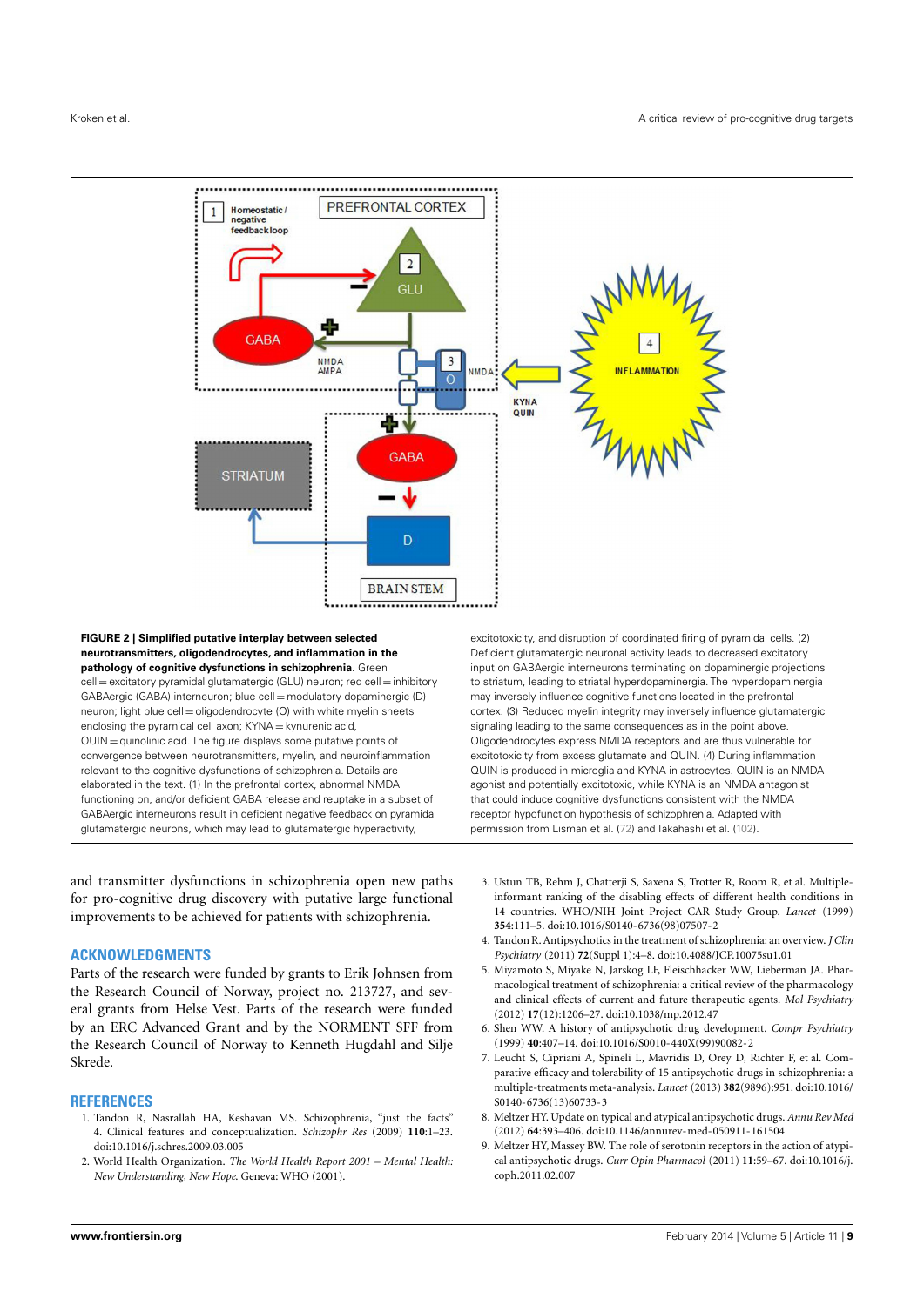**FIGURE 2 | Simplified putative interplay between selected neurotransmitters, oligodendrocytes, and inflammation in the pathology of cognitive dysfunctions in schizophrenia.** Green cell = excitatory pyramidal glutamatergic (GLU) neuron; red cell = inhibitory GABAergic (GABA) interneuron; blue cell = modulatory dopaminergic (D) neuron; light blue cell = oligodendrocyte (O) with white myelin sheets enclosing the pyramidal cell axon; KYNA = kynurenic acid, QUIN = quinolinic acid. The figure displays some putative points of convergence between neurotransmitters, myelin, and neuroinflammation relevant to the cognitive dysfunctions of schizophrenia. Details are elaborated in the text. (1) In the prefrontal cortex, abnormal NMDA functioning on, and/or deficient GABA release and reuptake in a subset of GABAergic interneurons result in deficient negative feedback on pyramidal glutamatergic neurons, which may lead to glutamatergic hyperactivity, excitotoxicity, and disruption of coordinated firing of pyramidal cells. (2) Deficient glutamatergic neuronal activity leads to decreased excitatory input on GABAergic interneurons terminating on dopaminergic projections to striatum, leading to striatal hyperdopaminergia. The hyperdopaminergia may inversely influence cognitive functions located in the prefrontal cortex. (3) Reduced myelin integrity may inversely influence glutamatergic signaling leading to the same consequences as in the point above. Oligodendrocytes express NMDA receptors and are thus vulnerable for excitotoxicity from excess glutamate and QUIN. (4) During inflammation QUIN is produced in microglia and KYNA in astrocytes. QUIN is an NMDA agonist and potentially excitotoxic, while KYNA is an NMDA antagonist that could induce cognitive dysfunctions consistent with the NMDA receptor hypofunction hypothesis of schizophrenia. Adapted with permission from Lisman et al. (72) and Takahashi et al. (102).

and transmitter dysfunctions in schizophrenia open new paths for pro-cognitive drug discovery with putative large functional improvements to be achieved for patients with schizophrenia.

## ACKNOWLEDGMENTS

Parts of the research were funded by grants to Erik Johnsen from the Research Council of Norway, project no. 213727, and several grants from Helse Vest. Parts of the research were funded by an ERC Advanced Grant and by the NORMENT SFF from the Research Council of Norway to Kenneth Hugdahl and Silje Skrede.

## REFERENCES

1. Tandon R, Nasrallah HA, Keshavan MS. Schizophrenia, "just the facts" 4. Clinical features and conceptualization. *Schizophr Res* (2009) **110**:1–23. doi:10.1016/j.schres.2009.03.005
2. World Health Organization. *The World Health Report 2001 – Mental Health: New Understanding, New Hope*. Geneva: WHO (2001).
3. Ustun TB, Rehm J, Chatterji S, Saxena S, Trotter R, Room R, et al. Multiple-informant ranking of the disabling effects of different health conditions in 14 countries. WHO/NIH Joint Project CAR Study Group. *Lancet* (1999) **354**:111–5. doi:10.1016/S0140-6736(98)07507-2
4. Tandon R. Antipsychotics in the treatment of schizophrenia: an overview. *J Clin Psychiatry* (2011) **72**(Suppl 1):4–8. doi:10.4088/JCP.10075su1.01
5. Miyamoto S, Miyake N, Jarskog LF, Fleischhacker WW, Lieberman JA. Pharmacological treatment of schizophrenia: a critical review of the pharmacology and clinical effects of current and future therapeutic agents. *Mol Psychiatry* (2012) **17**(12):1206–27. doi:10.1038/mp.2012.47
6. Shen WW. A history of antipsychotic drug development. *Compr Psychiatry* (1999) **40**:407–14. doi:10.1016/S0010-440X(99)90082-2
7. Leucht S, Cipriani A, Spineli L, Mavridis D, Orey D, Richter F, et al. Comparative efficacy and tolerability of 15 antipsychotic drugs in schizophrenia: a multiple-treatments meta-analysis. *Lancet* (2013) **382**(9896):951. doi:10.1016/S0140-6736(13)60733-3
8. Meltzer HY. Update on typical and atypical antipsychotic drugs. *Annu Rev Med* (2012) **64**:393–406. doi:10.1146/annurev-med-050911-161504
9. Meltzer HY, Massey BW. The role of serotonin receptors in the action of atypical antipsychotic drugs. *Curr Opin Pharmacol* (2011) **11**:59–67. doi:10.1016/j.coph.2011.02.007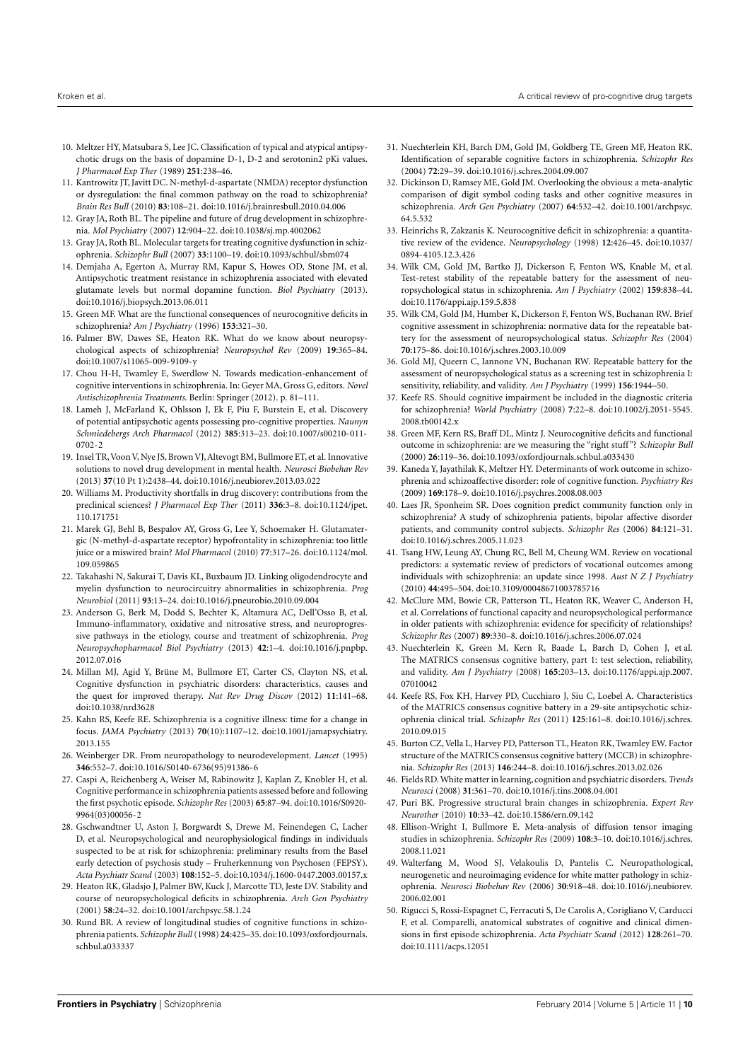10. Meltzer HY, Matsubara S, Lee JC. Classification of typical and atypical antipsychotic drugs on the basis of dopamine D-1, D-2 and serotonin2 pKi values. *J Pharmacol Exp Ther* (1989) **251**:238–46.
11. Kantrowitz JT, Javitt DC. N-methyl-d-aspartate (NMDA) receptor dysfunction or dysregulation: the final common pathway on the road to schizophrenia? *Brain Res Bull* (2010) **83**:108–21. doi:10.1016/j.brainresbull.2010.04.006
12. Gray JA, Roth BL. The pipeline and future of drug development in schizophrenia. *Mol Psychiatry* (2007) **12**:904–22. doi:10.1038/sj.mp.4002062
13. Gray JA, Roth BL. Molecular targets for treating cognitive dysfunction in schizophrenia. *Schizophr Bull* (2007) **33**:1100–19. doi:10.1093/schbul/sbm074
14. Demjaha A, Egerton A, Murray RM, Kapur S, Howes OD, Stone JM, et al. Antipsychotic treatment resistance in schizophrenia associated with elevated glutamate levels but normal dopamine function. *Biol Psychiatry* (2013). doi:10.1016/j.biopsych.2013.06.011
15. Green MF. What are the functional consequences of neurocognitive deficits in schizophrenia? *Am J Psychiatry* (1996) **153**:321–30.
16. Palmer BW, Dawes SE, Heaton RK. What do we know about neuropsychological aspects of schizophrenia? *Neuropsychol Rev* (2009) **19**:365–84. doi:10.1007/s11065-009-9109-y
17. Chou H-H, Twamley E, Swerdlow N. Towards medication-enhancement of cognitive interventions in schizophrenia. In: Geyer MA, Gross G, editors. *Novel Antischizophrenia Treatments*. Berlin: Springer (2012). p. 81–111.
18. Lameh J, McFarland K, Ohlsson J, Ek F, Piu F, Burstein E, et al. Discovery of potential antipsychotic agents possessing pro-cognitive properties. *Naunyn Schmiedebergs Arch Pharmacol* (2012) **385**:313–23. doi:10.1007/s00210-011-0702-2
19. Insel TR, Voon V, Nye JS, Brown VJ, Altevogt BM, Bullmore ET, et al. Innovative solutions to novel drug development in mental health. *Neurosci Biobehav Rev* (2013) **37**(10 Pt 1):2438–44. doi:10.1016/j.neubiorev.2013.03.022
20. Williams M. Productivity shortfalls in drug discovery: contributions from the preclinical sciences? *J Pharmacol Exp Ther* (2011) **336**:3–8. doi:10.1124/jpet.110.171751
21. Marek GJ, Behl B, Bespalov AY, Gross G, Lee Y, Schoemaker H. Glutamatergic (N-methyl-d-aspartate receptor) hypofrontality in schizophrenia: too little juice or a miswired brain? *Mol Pharmacol* (2010) **77**:317–26. doi:10.1124/mol.109.059865
22. Takahashi N, Sakurai T, Davis KL, Buxbaum JD. Linking oligodendrocyte and myelin dysfunction to neurocircuitry abnormalities in schizophrenia. *Prog Neurobiol* (2011) **93**:13–24. doi:10.1016/j.pneurobio.2010.09.004
23. Anderson G, Berk M, Dodd S, Bechter K, Altamura AC, Dell'Osso B, et al. Immuno-inflammatory, oxidative and nitrosative stress, and neuroprogressive pathways in the etiology, course and treatment of schizophrenia. *Prog Neuropsychopharmacol Biol Psychiatry* (2013) **42**:1–4. doi:10.1016/j.pnpbp.2012.07.016
24. Millan MJ, Agid Y, Brüne M, Bullmore ET, Carter CS, Clayton NS, et al. Cognitive dysfunction in psychiatric disorders: characteristics, causes and the quest for improved therapy. *Nat Rev Drug Discov* (2012) **11**:141–68. doi:10.1038/nrd3628
25. Kahn RS, Keefe RE. Schizophrenia is a cognitive illness: time for a change in focus. *JAMA Psychiatry* (2013) **70**(10):1107–12. doi:10.1001/jamapsychiatry.2013.155
26. Weinberger DR. From neuropathology to neurodevelopment. *Lancet* (1995) **346**:552–7. doi:10.1016/S0140-6736(95)91386-6
27. Caspi A, Reichenberg A, Weiser M, Rabinowitz J, Kaplan Z, Knobler H, et al. Cognitive performance in schizophrenia patients assessed before and following the first psychotic episode. *Schizophr Res* (2003) **65**:87–94. doi:10.1016/S0920-9964(03)00056-2
28. Gschwandtner U, Aston J, Borgwardt S, Drewe M, Feinendegen C, Lacher D, et al. Neuropsychological and neurophysiological findings in individuals suspected to be at risk for schizophrenia: preliminary results from the Basel early detection of psychosis study – Fruherkennung von Psychosen (FEPSY). *Acta Psychiatr Scand* (2003) **108**:152–5. doi:10.1034/j.1600-0447.2003.00157.x
29. Heaton RK, Gladsjo J, Palmer BW, Kuck J, Marcotte TD, Jeste DV. Stability and course of neuropsychological deficits in schizophrenia. *Arch Gen Psychiatry* (2001) **58**:24–32. doi:10.1001/archpsyc.58.1.24
30. Rund BR. A review of longitudinal studies of cognitive functions in schizophrenia patients. *Schizophr Bull* (1998) **24**:425–35. doi:10.1093/oxfordjournals.schbul.a033337
31. Nuechterlein KH, Barch DM, Gold JM, Goldberg TE, Green MF, Heaton RK. Identification of separable cognitive factors in schizophrenia. *Schizophr Res* (2004) **72**:29–39. doi:10.1016/j.schres.2004.09.007
32. Dickinson D, Ramsey ME, Gold JM. Overlooking the obvious: a meta-analytic comparison of digit symbol coding tasks and other cognitive measures in schizophrenia. *Arch Gen Psychiatry* (2007) **64**:532–42. doi:10.1001/archpsyc.64.5.532
33. Heinrichs R, Zakzanis K. Neurocognitive deficit in schizophrenia: a quantitative review of the evidence. *Neuropsychology* (1998) **12**:426–45. doi:10.1037/0894-4105.12.3.426
34. Wilk CM, Gold JM, Bartko JJ, Dickerson F, Fenton WS, Knable M, et al. Test-retest stability of the repeatable battery for the assessment of neuropsychological status in schizophrenia. *Am J Psychiatry* (2002) **159**:838–44. doi:10.1176/appi.ajp.159.5.838
35. Wilk CM, Gold JM, Humber K, Dickerson F, Fenton WS, Buchanan RW. Brief cognitive assessment in schizophrenia: normative data for the repeatable battery for the assessment of neuropsychological status. *Schizophr Res* (2004) **70**:175–86. doi:10.1016/j.schres.2003.10.009
36. Gold MJ, Queern C, Iannone VN, Buchanan RW. Repeatable battery for the assessment of neuropsychological status as a screening test in schizophrenia I: sensitivity, reliability, and validity. *Am J Psychiatry* (1999) **156**:1944–50.
37. Keefe RS. Should cognitive impairment be included in the diagnostic criteria for schizophrenia? *World Psychiatry* (2008) **7**:22–8. doi:10.1002/j.2051-5545.2008.tb00142.x
38. Green MF, Kern RS, Braff DL, Mintz J. Neurocognitive deficits and functional outcome in schizophrenia: are we measuring the "right stuff"? *Schizophr Bull* (2000) **26**:119–36. doi:10.1093/oxfordjournals.schbul.a033430
39. Kaneda Y, Jayathilak K, Meltzer HY. Determinants of work outcome in schizophrenia and schizoaffective disorder: role of cognitive function. *Psychiatry Res* (2009) **169**:178–9. doi:10.1016/j.psychres.2008.08.003
40. Laes JR, Sponheim SR. Does cognition predict community function only in schizophrenia? A study of schizophrenia patients, bipolar affective disorder patients, and community control subjects. *Schizophr Res* (2006) **84**:121–31. doi:10.1016/j.schres.2005.11.023
41. Tsang HW, Leung AY, Chung RC, Bell M, Cheung WM. Review on vocational predictors: a systematic review of predictors of vocational outcomes among individuals with schizophrenia: an update since 1998. *Aust N Z J Psychiatry* (2010) **44**:495–504. doi:10.3109/00048671003785716
42. McClure MM, Bowie CR, Patterson TL, Heaton RK, Weaver C, Anderson H, et al. Correlations of functional capacity and neuropsychological performance in older patients with schizophrenia: evidence for specificity of relationships? *Schizophr Res* (2007) **89**:330–8. doi:10.1016/j.schres.2006.07.024
43. Nuechterlein K, Green M, Kern R, Baade L, Barch D, Cohen J, et al. The MATRICS consensus cognitive battery, part 1: test selection, reliability, and validity. *Am J Psychiatry* (2008) **165**:203–13. doi:10.1176/appi.ajp.2007.07010042
44. Keefe RS, Fox KH, Harvey PD, Cucchiaro J, Siu C, Loebel A. Characteristics of the MATRICS consensus cognitive battery in a 29-site antipsychotic schizophrenia clinical trial. *Schizophr Res* (2011) **125**:161–8. doi:10.1016/j.schres.2010.09.015
45. Burton CZ, Vella L, Harvey PD, Patterson TL, Heaton RK, Twamley EW. Factor structure of the MATRICS consensus cognitive battery (MCCB) in schizophrenia. *Schizophr Res* (2013) **146**:244–8. doi:10.1016/j.schres.2013.02.026
46. Fields RD. White matter in learning, cognition and psychiatric disorders. *Trends Neurosci* (2008) **31**:361–70. doi:10.1016/j.tins.2008.04.001
47. Puri BK. Progressive structural brain changes in schizophrenia. *Expert Rev Neurother* (2010) **10**:33–42. doi:10.1586/ern.09.142
48. Ellison-Wright I, Bullmore E. Meta-analysis of diffusion tensor imaging studies in schizophrenia. *Schizophr Res* (2009) **108**:3–10. doi:10.1016/j.schres.2008.11.021
49. Walterfang M, Wood SJ, Velakoulis D, Pantelis C. Neuropathological, neurogenetic and neuroimaging evidence for white matter pathology in schizophrenia. *Neurosci Biobehav Rev* (2006) **30**:918–48. doi:10.1016/j.neubiorev.2006.02.001
50. Rigucci S, Rossi-Espagnet C, Ferracuti S, De Carolis A, Corigliano V, Carducci F, et al. Comparelli, anatomical substrates of cognitive and clinical dimensions in first episode schizophrenia. *Acta Psychiatr Scand* (2012) **128**:261–70. doi:10.1111/acps.12051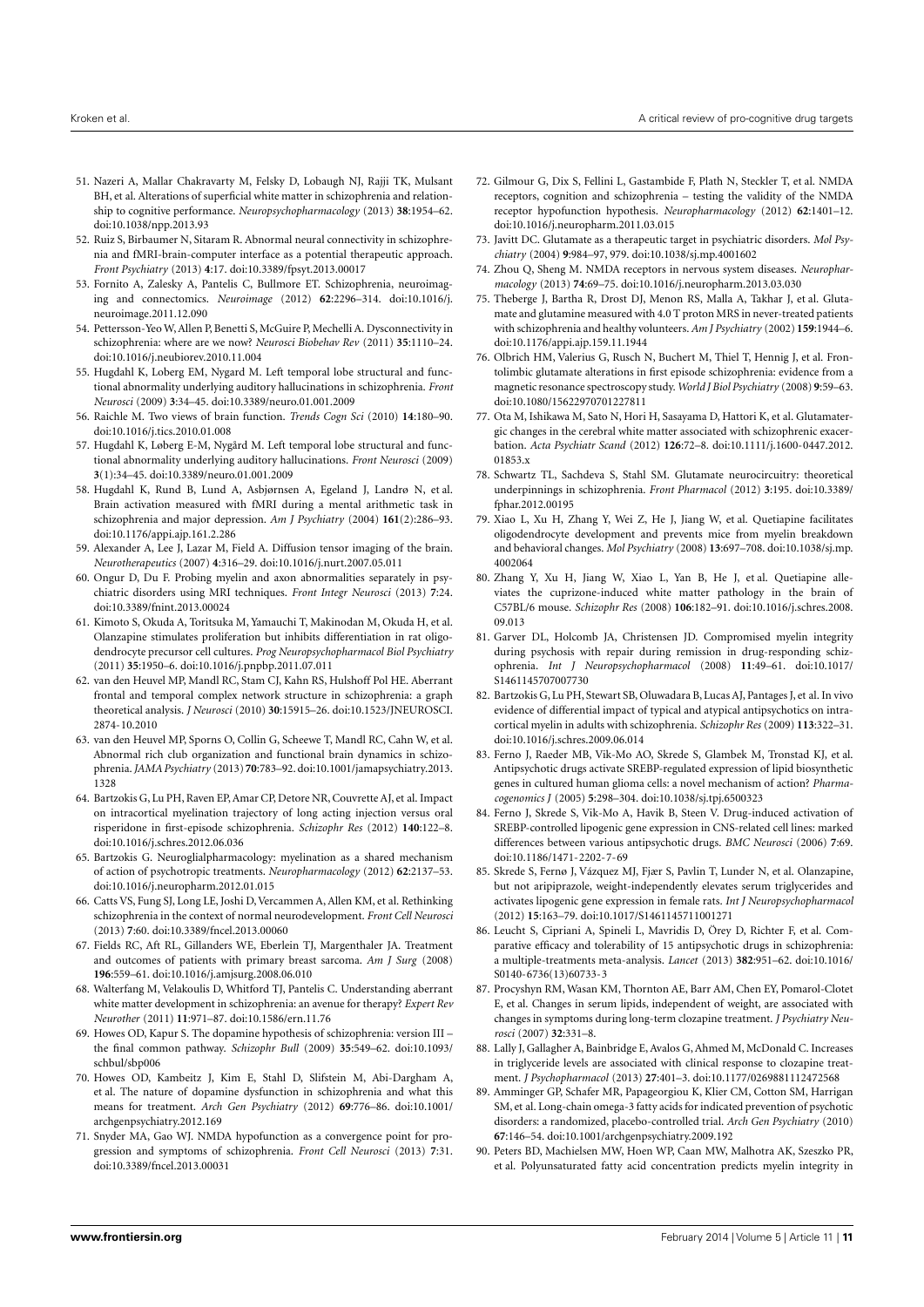51. Nazeri A, Mallar Chakravarty M, Felsky D, Lobaugh NJ, Rajji TK, Mulsant BH, et al. Alterations of superficial white matter in schizophrenia and relationship to cognitive performance. *Neuropsychopharmacology* (2013) **38**:1954–62. doi:10.1038/npp.2013.93
52. Ruiz S, Birbaumer N, Sitaram R. Abnormal neural connectivity in schizophrenia and fMRI-brain-computer interface as a potential therapeutic approach. *Front Psychiatry* (2013) **4**:17. doi:10.3389/fpsyt.2013.00017
53. Fornito A, Zalesky A, Pantelis C, Bullmore ET. Schizophrenia, neuroimaging and connectomics. *Neuroimage* (2012) **62**:2296–314. doi:10.1016/j.neuroimage.2011.12.090
54. Pettersson-Yeo W, Allen P, Benetti S, McGuire P, Mechelli A. Dysconnectivity in schizophrenia: where are we now? *Neurosci Biobehav Rev* (2011) **35**:1110–24. doi:10.1016/j.neubiorev.2010.11.004
55. Hugdahl K, Loberg EM, Nygard M. Left temporal lobe structural and functional abnormality underlying auditory hallucinations in schizophrenia. *Front Neurosci* (2009) **3**:34–45. doi:10.3389/neuro.01.001.2009
56. Raichle M. Two views of brain function. *Trends Cogn Sci* (2010) **14**:180–90. doi:10.1016/j.tics.2010.01.008
57. Hugdahl K, Løberg E-M, Nygård M. Left temporal lobe structural and functional abnormality underlying auditory hallucinations. *Front Neurosci* (2009) **3**(1):34–45. doi:10.3389/neuro.01.001.2009
58. Hugdahl K, Rund B, Lund A, Asbjørnsen A, Egeland J, Landrø N, et al. Brain activation measured with fMRI during a mental arithmetic task in schizophrenia and major depression. *Am J Psychiatry* (2004) **161**(2):286–93. doi:10.1176/appi.ajp.161.2.286
59. Alexander A, Lee J, Lazar M, Field A. Diffusion tensor imaging of the brain. *Neurotherapeutics* (2007) **4**:316–29. doi:10.1016/j.nurt.2007.05.011
60. Ongur D, Du F. Probing myelin and axon abnormalities separately in psychiatric disorders using MRI techniques. *Front Integr Neurosci* (2013) **7**:24. doi:10.3389/fnint.2013.00024
61. Kimoto S, Okuda A, Toritsuka M, Yamauchi T, Makinodan M, Okuda H, et al. Olanzapine stimulates proliferation but inhibits differentiation in rat oligodendrocyte precursor cell cultures. *Prog Neuropsychopharmacol Biol Psychiatry* (2011) **35**:1950–6. doi:10.1016/j.pnpbp.2011.07.011
62. van den Heuvel MP, Mandl RC, Stam CJ, Kahn RS, Hulshoff Pol HE. Aberrant frontal and temporal complex network structure in schizophrenia: a graph theoretical analysis. *J Neurosci* (2010) **30**:15915–26. doi:10.1523/JNEUROSCI.2874-10.2010
63. van den Heuvel MP, Sporns O, Collin G, Scheewe T, Mandl RC, Cahn W, et al. Abnormal rich club organization and functional brain dynamics in schizophrenia. *JAMA Psychiatry* (2013) **70**:783–92. doi:10.1001/jamapsychiatry.2013.1328
64. Bartzokis G, Lu PH, Raven EP, Amar CP, Detore NR, Couvrette AJ, et al. Impact on intracortical myelination trajectory of long acting injection versus oral risperidone in first-episode schizophrenia. *Schizophr Res* (2012) **140**:122–8. doi:10.1016/j.schres.2012.06.036
65. Bartzokis G. Neuroglialpharmacology: myelination as a shared mechanism of action of psychotropic treatments. *Neuropharmacology* (2012) **62**:2137–53. doi:10.1016/j.neuropharm.2012.01.015
66. Catts VS, Fung SJ, Long LE, Joshi D, Vercammen A, Allen KM, et al. Rethinking schizophrenia in the context of normal neurodevelopment. *Front Cell Neurosci* (2013) **7**:60. doi:10.3389/fncel.2013.00060
67. Fields RC, Aft RL, Gillanders WE, Eberlein TJ, Margenthaler JA. Treatment and outcomes of patients with primary breast sarcoma. *Am J Surg* (2008) **196**:559–61. doi:10.1016/j.amjsurg.2008.06.010
68. Walterfang M, Velakoulis D, Whitford TJ, Pantelis C. Understanding aberrant white matter development in schizophrenia: an avenue for therapy? *Expert Rev Neurother* (2011) **11**:971–87. doi:10.1586/ern.11.76
69. Howes OD, Kapur S. The dopamine hypothesis of schizophrenia: version III – the final common pathway. *Schizophr Bull* (2009) **35**:549–62. doi:10.1093/schbul/sbp006
70. Howes OD, Kambeitz J, Kim E, Stahl D, Slifstein M, Abi-Dargham A, et al. The nature of dopamine dysfunction in schizophrenia and what this means for treatment. *Arch Gen Psychiatry* (2012) **69**:776–86. doi:10.1001/archgenpsychiatry.2012.169
71. Snyder MA, Gao WJ. NMDA hypofunction as a convergence point for progression and symptoms of schizophrenia. *Front Cell Neurosci* (2013) **7**:31. doi:10.3389/fncel.2013.00031
72. Gilmour G, Dix S, Fellini L, Gastambide F, Plath N, Steckler T, et al. NMDA receptors, cognition and schizophrenia – testing the validity of the NMDA receptor hypofunction hypothesis. *Neuropharmacology* (2012) **62**:1401–12. doi:10.1016/j.neuropharm.2011.03.015
73. Javitt DC. Glutamate as a therapeutic target in psychiatric disorders. *Mol Psychiatry* (2004) **9**:984–97, 979. doi:10.1038/sj.mp.4001602
74. Zhou Q, Sheng M. NMDA receptors in nervous system diseases. *Neuropharmacology* (2013) **74**:69–75. doi:10.1016/j.neuropharm.2013.03.030
75. Theberge J, Bartha R, Drost DJ, Menon RS, Malla A, Takhar J, et al. Glutamate and glutamine measured with 4.0 T proton MRS in never-treated patients with schizophrenia and healthy volunteers. *Am J Psychiatry* (2002) **159**:1944–6. doi:10.1176/appi.ajp.159.11.1944
76. Olbrich HM, Valerius G, Rusch N, Buchert M, Thiel T, Hennig J, et al. Frontolimbic glutamate alterations in first episode schizophrenia: evidence from a magnetic resonance spectroscopy study. *World J Biol Psychiatry* (2008) **9**:59–63. doi:10.1080/15622970701227811
77. Ota M, Ishikawa M, Sato N, Hori H, Sasayama D, Hattori K, et al. Glutamatergic changes in the cerebral white matter associated with schizophrenic exacerbation. *Acta Psychiatr Scand* (2012) **126**:72–8. doi:10.1111/j.1600-0447.2012.01853.x
78. Schwartz TL, Sachdeva S, Stahl SM. Glutamate neurocircuitry: theoretical underpinnings in schizophrenia. *Front Pharmacol* (2012) **3**:195. doi:10.3389/fphar.2012.00195
79. Xiao L, Xu H, Zhang Y, Wei Z, He J, Jiang W, et al. Quetiapine facilitates oligodendrocyte development and prevents mice from myelin breakdown and behavioral changes. *Mol Psychiatry* (2008) **13**:697–708. doi:10.1038/sj.mp.4002064
80. Zhang Y, Xu H, Jiang W, Xiao L, Yan B, He J, et al. Quetiapine alleviates the cuprizone-induced white matter pathology in the brain of C57BL/6 mouse. *Schizophr Res* (2008) **106**:182–91. doi:10.1016/j.schres.2008.09.013
81. Garver DL, Holcomb JA, Christensen JD. Compromised myelin integrity during psychosis with repair during remission in drug-responding schizophrenia. *Int J Neuropsychopharmacol* (2008) **11**:49–61. doi:10.1017/S1461145707007730
82. Bartzokis G, Lu PH, Stewart SB, Oluwadara B, Lucas AJ, Pantages J, et al. In vivo evidence of differential impact of typical and atypical antipsychotics on intracortical myelin in adults with schizophrenia. *Schizophr Res* (2009) **113**:322–31. doi:10.1016/j.schres.2009.06.014
83. Ferno J, Raeder MB, Vik-Mo AO, Skrede S, Glambek M, Tronstad KJ, et al. Antipsychotic drugs activate SREBP-regulated expression of lipid biosynthetic genes in cultured human glioma cells: a novel mechanism of action? *Pharmacogenomics J* (2005) **5**:298–304. doi:10.1038/sj.tpj.6500323
84. Ferno J, Skrede S, Vik-Mo A, Havik B, Steen V. Drug-induced activation of SREBP-controlled lipogenic gene expression in CNS-related cell lines: marked differences between various antipsychotic drugs. *BMC Neurosci* (2006) **7**:69. doi:10.1186/1471-2202-7-69
85. Skrede S, Fernø J, Vázquez MJ, Fjær S, Pavlin T, Lunder N, et al. Olanzapine, but not aripiprazole, weight-independently elevates serum triglycerides and activates lipogenic gene expression in female rats. *Int J Neuropsychopharmacol* (2012) **15**:163–79. doi:10.1017/S1461145711001271
86. Leucht S, Cipriani A, Spineli L, Mavridis D, Örey D, Richter F, et al. Comparative efficacy and tolerability of 15 antipsychotic drugs in schizophrenia: a multiple-treatments meta-analysis. *Lancet* (2013) **382**:951–62. doi:10.1016/S0140-6736(13)60733-3
87. Procyshyn RM, Wasan KM, Thornton AE, Barr AM, Chen EY, Pomarol-Clotet E, et al. Changes in serum lipids, independent of weight, are associated with changes in symptoms during long-term clozapine treatment. *J Psychiatry Neurosci* (2007) **32**:331–8.
88. Lally J, Gallagher A, Bainbridge E, Avalos G, Ahmed M, McDonald C. Increases in triglyceride levels are associated with clinical response to clozapine treatment. *J Psychopharmacol* (2013) **27**:401–3. doi:10.1177/0269881112472568
89. Amminger GP, Schafer MR, Papageorgiou K, Klier CM, Cotton SM, Harrigan SM, et al. Long-chain omega-3 fatty acids for indicated prevention of psychotic disorders: a randomized, placebo-controlled trial. *Arch Gen Psychiatry* (2010) **67**:146–54. doi:10.1001/archgenpsychiatry.2009.192
90. Peters BD, Machielsen MW, Hoen WP, Caan MW, Malhotra AK, Szeszko PR, et al. Polyunsaturated fatty acid concentration predicts myelin integrity in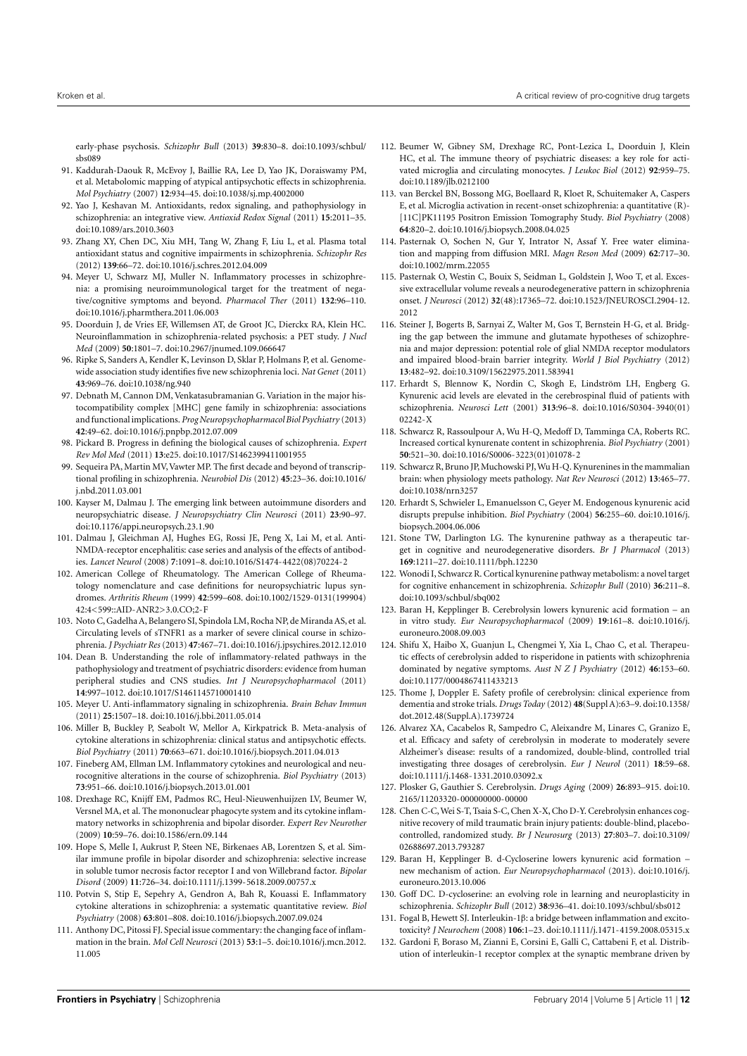early-phase psychosis. *Schizophr Bull* (2013) **39**:830–8. doi:10.1093/schbul/sbs089

91. Kaddurah-Daouk R, McEvoy J, Baillie RA, Lee D, Yao JK, Doraiswamy PM, et al. Metabolomic mapping of atypical antipsychotic effects in schizophrenia. *Mol Psychiatry* (2007) **12**:934–45. doi:10.1038/sj.mp.4002000
92. Yao J, Keshavan M. Antioxidants, redox signaling, and pathophysiology in schizophrenia: an integrative view. *Antioxid Redox Signal* (2011) **15**:2011–35. doi:10.1089/ars.2010.3603
93. Zhang XY, Chen DC, Xiu MH, Tang W, Zhang F, Liu L, et al. Plasma total antioxidant status and cognitive impairments in schizophrenia. *Schizophr Res* (2012) **139**:66–72. doi:10.1016/j.schres.2012.04.009
94. Meyer U, Schwarz MJ, Muller N. Inflammatory processes in schizophrenia: a promising neuroimmunological target for the treatment of negative/cognitive symptoms and beyond. *Pharmacol Ther* (2011) **132**:96–110. doi:10.1016/j.pharmthera.2011.06.003
95. Doorduin J, de Vries EF, Willemsen AT, de Groot JC, Dierckx RA, Klein HC. Neuroinflammation in schizophrenia-related psychosis: a PET study. *J Nucl Med* (2009) **50**:1801–7. doi:10.2967/jnumed.109.066647
96. Ripke S, Sanders A, Kendler K, Levinson D, Sklar P, Holmans P, et al. Genome-wide association study identifies five new schizophrenia loci. *Nat Genet* (2011) **43**:969–76. doi:10.1038/ng.940
97. Debnath M, Cannon DM, Venkatasubramanian G. Variation in the major histocompatibility complex [MHC] gene family in schizophrenia: associations and functional implications. *Prog Neuropsychopharmacol Biol Psychiatry* (2013) **42**:49–62. doi:10.1016/j.pnpbp.2012.07.009
98. Pickard B. Progress in defining the biological causes of schizophrenia. *Expert Rev Mol Med* (2011) **13**:e25. doi:10.1017/S1462399411001955
99. Sequeira PA, Martin MV, Vawter MP. The first decade and beyond of transcriptional profiling in schizophrenia. *Neurobiol Dis* (2012) **45**:23–36. doi:10.1016/j.nbd.2011.03.001
100. Kayser M, Dalmau J. The emerging link between autoimmune disorders and neuropsychiatric disease. *J Neuropsychiatry Clin Neurosci* (2011) **23**:90–97. doi:10.1176/appi.neuropsych.23.1.90
101. Dalmau J, Gleichman AJ, Hughes EG, Rossi JE, Peng X, Lai M, et al. Anti-NMDA-receptor encephalitis: case series and analysis of the effects of antibodies. *Lancet Neurol* (2008) **7**:1091–8. doi:10.1016/S1474-4422(08)70224-2
102. American College of Rheumatology. The American College of Rheumatology nomenclature and case definitions for neuropsychiatric lupus syndromes. *Arthritis Rheum* (1999) **42**:599–608. doi:10.1002/1529-0131(199904)42:4<599::AID-ANR2>3.0.CO;2-F
103. Noto C, Gadelha A, Belangero SI, Spindola LM, Rocha NP, de Miranda AS, et al. Circulating levels of sTNFR1 as a marker of severe clinical course in schizophrenia. *J Psychiatr Res* (2013) **47**:467–71. doi:10.1016/j.jpsychires.2012.12.010
104. Dean B. Understanding the role of inflammatory-related pathways in the pathophysiology and treatment of psychiatric disorders: evidence from human peripheral studies and CNS studies. *Int J Neuropsychopharmacol* (2011) **14**:997–1012. doi:10.1017/S1461145710001410
105. Meyer U. Anti-inflammatory signaling in schizophrenia. *Brain Behav Immun* (2011) **25**:1507–18. doi:10.1016/j.bbi.2011.05.014
106. Miller B, Buckley P, Seabolt W, Mellor A, Kirkpatrick B. Meta-analysis of cytokine alterations in schizophrenia: clinical status and antipsychotic effects. *Biol Psychiatry* (2011) **70**:663–671. doi:10.1016/j.biopsych.2011.04.013
107. Fineberg AM, Ellman LM. Inflammatory cytokines and neurological and neurocognitive alterations in the course of schizophrenia. *Biol Psychiatry* (2013) **73**:951–66. doi:10.1016/j.biopsych.2013.01.001
108. Drexhage RC, Knijff EM, Padmos RC, Heul-Nieuwenhuijzen LV, Beumer W, Versnel MA, et al. The mononuclear phagocyte system and its cytokine inflammatory networks in schizophrenia and bipolar disorder. *Expert Rev Neurother* (2009) **10**:59–76. doi:10.1586/ern.09.144
109. Hope S, Melle I, Aukrust P, Steen NE, Birkenaes AB, Lorentzen S, et al. Similar immune profile in bipolar disorder and schizophrenia: selective increase in soluble tumor necrosis factor receptor I and von Willebrand factor. *Bipolar Disord* (2009) **11**:726–34. doi:10.1111/j.1399-5618.2009.00757.x
110. Potvin S, Stip E, Sepehry A, Gendron A, Bah R, Kouassi E. Inflammatory cytokine alterations in schizophrenia: a systematic quantitative review. *Biol Psychiatry* (2008) **63**:801–808. doi:10.1016/j.biopsych.2007.09.024
111. Anthony DC, Pitossi FJ. Special issue commentary: the changing face of inflammation in the brain. *Mol Cell Neurosci* (2013) **53**:1–5. doi:10.1016/j.mcn.2012.11.005
112. Beumer W, Gibney SM, Drexhage RC, Pont-Lezica L, Doorduin J, Klein HC, et al. The immune theory of psychiatric diseases: a key role for activated microglia and circulating monocytes. *J Leukoc Biol* (2012) **92**:959–75. doi:10.1189/jlb.0212100
113. van Berckel BN, Bossong MG, Boellaard R, Kloet R, Schuitemaker A, Caspers E, et al. Microglia activation in recent-onset schizophrenia: a quantitative (R)-[11C]PK11195 Positron Emission Tomography Study. *Biol Psychiatry* (2008) **64**:820–2. doi:10.1016/j.biopsych.2008.04.025
114. Pasternak O, Sochen N, Gur Y, Intrator N, Assaf Y. Free water elimination and mapping from diffusion MRI. *Magn Reson Med* (2009) **62**:717–30. doi:10.1002/mrm.22055
115. Pasternak O, Westin C, Bouix S, Seidman L, Goldstein J, Woo T, et al. Excessive extracellular volume reveals a neurodegenerative pattern in schizophrenia onset. *J Neurosci* (2012) **32**(48):17365–72. doi:10.1523/JNEUROSCI.2904-12.2012
116. Steiner J, Bogerts B, Sarnyai Z, Walter M, Gos T, Bernstein H-G, et al. Bridging the gap between the immune and glutamate hypotheses of schizophrenia and major depression: potential role of glial NMDA receptor modulators and impaired blood-brain barrier integrity. *World J Biol Psychiatry* (2012) **13**:482–92. doi:10.3109/15622975.2011.583941
117. Erhardt S, Blennow K, Nordin C, Skogh E, Lindström LH, Engberg G. Kynurenic acid levels are elevated in the cerebrospinal fluid of patients with schizophrenia. *Neurosci Lett* (2001) **313**:96–8. doi:10.1016/S0304-3940(01)02242-X
118. Schwarcz R, Rassoulpour A, Wu H-Q, Medoff D, Tamminga CA, Roberts RC. Increased cortical kynurenate content in schizophrenia. *Biol Psychiatry* (2001) **50**:521–30. doi:10.1016/S0006-3223(01)01078-2
119. Schwarcz R, Bruno JP, Muchowski PJ, Wu H-Q. Kynurenines in the mammalian brain: when physiology meets pathology. *Nat Rev Neurosci* (2012) **13**:465–77. doi:10.1038/nrn3257
120. Erhardt S, Schwieler L, Emanuelsson C, Geyer M. Endogenous kynurenic acid disrupts prepulse inhibition. *Biol Psychiatry* (2004) **56**:255–60. doi:10.1016/j.biopsych.2004.06.006
121. Stone TW, Darlington LG. The kynurenine pathway as a therapeutic target in cognitive and neurodegenerative disorders. *Br J Pharmacol* (2013) **169**:1211–27. doi:10.1111/bph.12230
122. Wonodi I, Schwarcz R. Cortical kynurenine pathway metabolism: a novel target for cognitive enhancement in schizophrenia. *Schizophr Bull* (2010) **36**:211–8. doi:10.1093/schbul/sbq002
123. Baran H, Kepplinger B. Cerebrolysin lowers kynurenic acid formation – an in vitro study. *Eur Neuropsychopharmacol* (2009) **19**:161–8. doi:10.1016/j.euroneuro.2008.09.003
124. Shifu X, Haibo X, Guanjun L, Chengmei Y, Xia L, Chao C, et al. Therapeutic effects of cerebrolysin added to risperidone in patients with schizophrenia dominated by negative symptoms. *Aust N Z J Psychiatry* (2012) **46**:153–60. doi:10.1177/0004867411433213
125. Thome J, Doppler E. Safety profile of cerebrolysin: clinical experience from dementia and stroke trials. *Drugs Today* (2012) **48**(Suppl A):63–9. doi:10.1358/dot.2012.48(Suppl.A).1739724
126. Alvarez XA, Cacabelos R, Sampedro C, Aleixandre M, Linares C, Granizo E, et al. Efficacy and safety of cerebrolysin in moderate to moderately severe Alzheimer's disease: results of a randomized, double-blind, controlled trial investigating three dosages of cerebrolysin. *Eur J Neurol* (2011) **18**:59–68. doi:10.1111/j.1468-1331.2010.03092.x
127. Plosker G, Gauthier S. Cerebrolysin. *Drugs Aging* (2009) **26**:893–915. doi:10.2165/11203320-000000000-00000
128. Chen C-C, Wei S-T, Tsaia S-C, Chen X-X, Cho D-Y. Cerebrolysin enhances cognitive recovery of mild traumatic brain injury patients: double-blind, placebo-controlled, randomized study. *Br J Neurosurg* (2013) **27**:803–7. doi:10.3109/02688697.2013.793287
129. Baran H, Kepplinger B. d-Cycloserine lowers kynurenic acid formation – new mechanism of action. *Eur Neuropsychopharmacol* (2013). doi:10.1016/j.euroneuro.2013.10.006
130. Goff DC. D-cycloserine: an evolving role in learning and neuroplasticity in schizophrenia. *Schizophr Bull* (2012) **38**:936–41. doi:10.1093/schbul/sbs012
131. Fogal B, Hewett SJ. Interleukin-1β: a bridge between inflammation and excitotoxicity? *J Neurochem* (2008) **106**:1–23. doi:10.1111/j.1471-4159.2008.05315.x
132. Gardoni F, Boraso M, Zianni E, Corsini E, Galli C, Cattabeni F, et al. Distribution of interleukin-1 receptor complex at the synaptic membrane driven by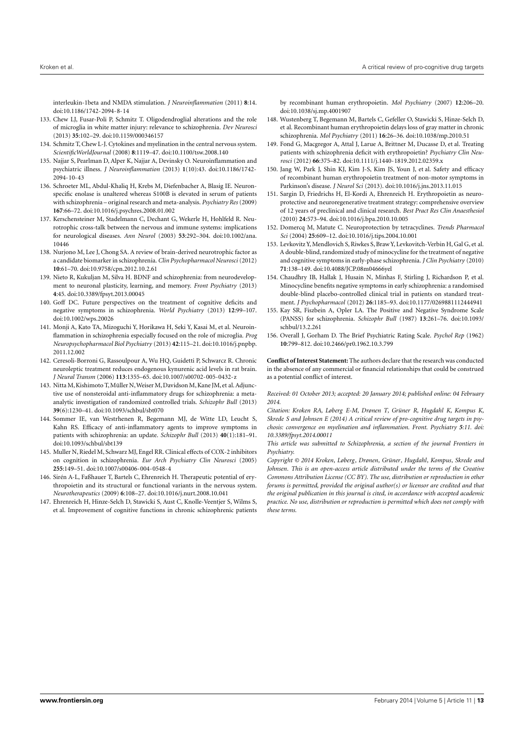interleukin-1beta and NMDA stimulation. *J Neuroinflammation* (2011) **8**:14. doi:10.1186/1742-2094-8-14

133. Chew LJ, Fusar-Poli P, Schmitz T. Oligodendroglial alterations and the role of microglia in white matter injury: relevance to schizophrenia. *Dev Neurosci* (2013) **35**:102–29. doi:10.1159/000346157
134. Schmitz T, Chew L-J. Cytokines and myelination in the central nervous system. *ScientificWorldJournal* (2008) **8**:1119–47. doi:10.1100/tsw.2008.140
135. Najjar S, Pearlman D, Alper K, Najjar A, Devinsky O. Neuroinflammation and psychiatric illness. *J Neuroinflammation* (2013) **1**(10):43. doi:10.1186/1742-2094-10-43
136. Schroeter ML, Abdul-Khaliq H, Krebs M, Diefenbacher A, Blasig IE. Neuron-specific enolase is unaltered whereas S100B is elevated in serum of patients with schizophrenia – original research and meta-analysis. *Psychiatry Res* (2009) **167**:66–72. doi:10.1016/j.psychres.2008.01.002
137. Kerschensteiner M, Stadelmann C, Dechant G, Wekerle H, Hohlfeld R. Neurotrophic cross-talk between the nervous and immune systems: implications for neurological diseases. *Ann Neurol* (2003) **53**:292–304. doi:10.1002/ana.10446
138. Nurjono M, Lee J, Chong SA. A review of brain-derived neurotrophic factor as a candidate biomarker in schizophrenia. *Clin Psychopharmacol Neurosci* (2012) **10**:61–70. doi:10.9758/cpn.2012.10.2.61
139. Nieto R, Kukuljan M, Silva H. BDNF and schizophrenia: from neurodevelopment to neuronal plasticity, learning, and memory. *Front Psychiatry* (2013) **4**:45. doi:10.3389/fpsyt.2013.00045
140. Goff DC. Future perspectives on the treatment of cognitive deficits and negative symptoms in schizophrenia. *World Psychiatry* (2013) **12**:99–107. doi:10.1002/wps.20026
141. Monji A, Kato TA, Mizoguchi Y, Horikawa H, Seki Y, Kasai M, et al. Neuroinflammation in schizophrenia especially focused on the role of microglia. *Prog Neuropsychopharmacol Biol Psychiatry* (2013) **42**:115–21. doi:10.1016/j.pnpbp.2011.12.002
142. Ceresoli-Borroni G, Rassoulpour A, Wu HQ, Guidetti P, Schwarcz R. Chronic neuroleptic treatment reduces endogenous kynurenic acid levels in rat brain. *J Neural Transm* (2006) **113**:1355–65. doi:10.1007/s00702-005-0432-z
143. Nitta M, Kishimoto T, Müller N, Weiser M, Davidson M, Kane JM, et al. Adjunctive use of nonsteroidal anti-inflammatory drugs for schizophrenia: a meta-analytic investigation of randomized controlled trials. *Schizophr Bull* (2013) **39**(6):1230–41. doi:10.1093/schbul/sbt070
144. Sommer IE, van Westrhenen R, Begemann MJ, de Witte LD, Leucht S, Kahn RS. Efficacy of anti-inflammatory agents to improve symptoms in patients with schizophrenia: an update. *Schizophr Bull* (2013) **40**(1):181–91. doi:10.1093/schbul/sbt139
145. Muller N, Riedel M, Schwarz MJ, Engel RR. Clinical effects of COX-2 inhibitors on cognition in schizophrenia. *Eur Arch Psychiatry Clin Neurosci* (2005) **255**:149–51. doi:10.1007/s00406-004-0548-4
146. Sirén A-L, Faßhauer T, Bartels C, Ehrenreich H. Therapeutic potential of erythropoietin and its structural or functional variants in the nervous system. *Neurotherapeutics* (2009) **6**:108–27. doi:10.1016/j.nurt.2008.10.041
147. Ehrenreich H, Hinze-Selch D, Stawicki S, Aust C, Knolle-Veentjer S, Wilms S, et al. Improvement of cognitive functions in chronic schizophrenic patients by recombinant human erythropoietin. *Mol Psychiatry* (2007) **12**:206–20. doi:10.1038/sj.mp.4001907
148. Wustenberg T, Begemann M, Bartels C, Gefeller O, Stawicki S, Hinze-Selch D, et al. Recombinant human erythropoietin delays loss of gray matter in chronic schizophrenia. *Mol Psychiatry* (2011) **16**:26–36. doi:10.1038/mp.2010.51
149. Fond G, Macgregor A, Attal J, Larue A, Brittner M, Ducasse D, et al. Treating patients with schizophrenia deficit with erythropoietin? *Psychiatry Clin Neurosci* (2012) **66**:375–82. doi:10.1111/j.1440-1819.2012.02359.x
150. Jang W, Park J, Shin KJ, Kim J-S, Kim JS, Youn J, et al. Safety and efficacy of recombinant human erythropoietin treatment of non-motor symptoms in Parkinson's disease. *J Neurol Sci* (2013). doi:10.1016/j.jns.2013.11.015
151. Sargin D, Friedrichs H, El-Kordi A, Ehrenreich H. Erythropoietin as neuroprotective and neuroregenerative treatment strategy: comprehensive overview of 12 years of preclinical and clinical research. *Best Pract Res Clin Anaesthesiol* (2010) **24**:573–94. doi:10.1016/j.bpa.2010.10.005
152. Domercq M, Matute C. Neuroprotection by tetracyclines. *Trends Pharmacol Sci* (2004) **25**:609–12. doi:10.1016/j.tips.2004.10.001
153. Levkovitz Y, Mendlovich S, Riwkes S, Braw Y, Levkovitch-Verbin H, Gal G, et al. A double-blind, randomized study of minocycline for the treatment of negative and cognitive symptoms in early-phase schizophrenia. *J Clin Psychiatry* (2010) **71**:138–149. doi:10.4088/JCP.08m04666yel
154. Chaudhry IB, Hallak J, Husain N, Minhas F, Stirling J, Richardson P, et al. Minocycline benefits negative symptoms in early schizophrenia: a randomised double-blind placebo-controlled clinical trial in patients on standard treatment. *J Psychopharmacol* (2012) **26**:1185–93. doi:10.1177/0269881112444941
155. Kay SR, Fiszbein A, Opler LA. The Positive and Negative Syndrome Scale (PANSS) for schizophrenia. *Schizophr Bull* (1987) **13**:261–76. doi:10.1093/schbul/13.2.261
156. Overall J, Gorham D. The Brief Psychiatric Rating Scale. *Psychol Rep* (1962) **10**:799–812. doi:10.2466/pr0.1962.10.3.799

**Conflict of Interest Statement:** The authors declare that the research was conducted in the absence of any commercial or financial relationships that could be construed as a potential conflict of interest.

*Received: 01 October 2013; accepted: 20 January 2014; published online: 04 February 2014.*

*Citation: Kroken RA, Løberg E-M, Drønen T, Grüner R, Hugdahl K, Kompus K, Skrede S and Johnsen E (2014) A critical review of pro-cognitive drug targets in psychosis: convergence on myelination and inflammation. Front. Psychiatry 5:11. doi: 10.3389/fpsyt.2014.00011*

*This article was submitted to Schizophrenia, a section of the journal Frontiers in Psychiatry.*

*Copyright © 2014 Kroken, Løberg, Drønen, Grüner, Hugdahl, Kompus, Skrede and Johnsen. This is an open-access article distributed under the terms of the Creative Commons Attribution License (CC BY). The use, distribution or reproduction in other forums is permitted, provided the original author(s) or licensor are credited and that the original publication in this journal is cited, in accordance with accepted academic practice. No use, distribution or reproduction is permitted which does not comply with these terms.*